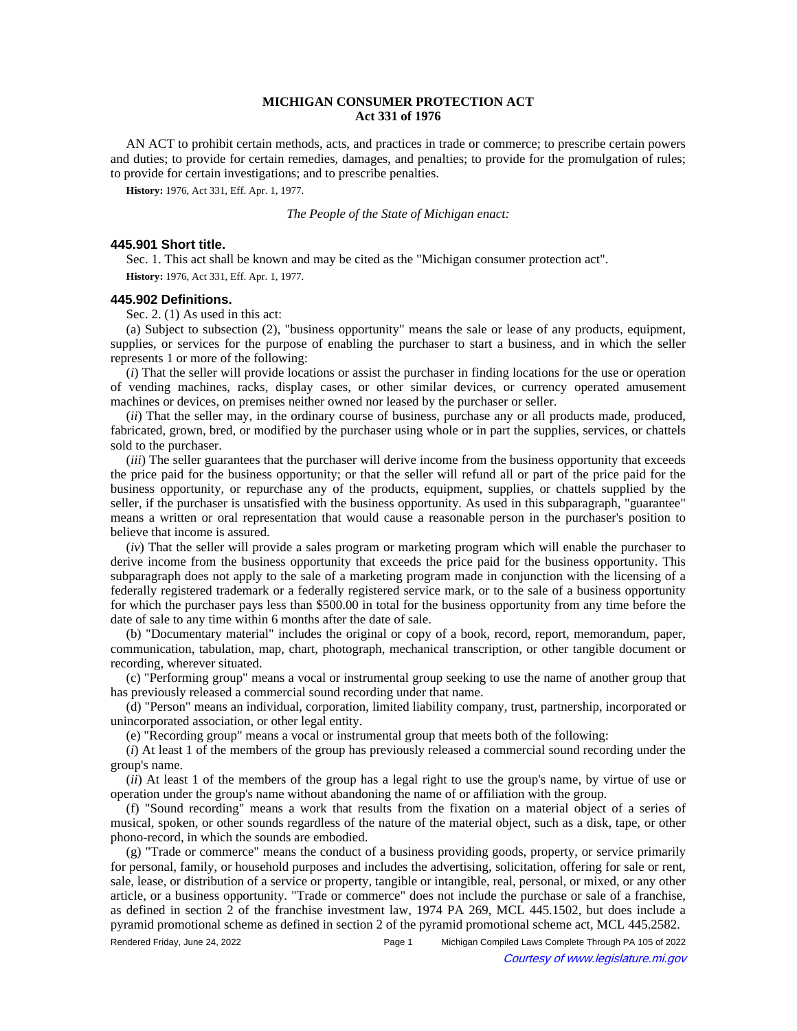**MICHIGAN CONSUMER PROTECTION ACT**
**Act 331 of 1976**

AN ACT to prohibit certain methods, acts, and practices in trade or commerce; to prescribe certain powers and duties; to provide for certain remedies, damages, and penalties; to provide for the promulgation of rules; to provide for certain investigations; and to prescribe penalties.

**History:** 1976, Act 331, Eff. Apr. 1, 1977.

*The People of the State of Michigan enact:*

### 445.901 Short title.

Sec. 1. This act shall be known and may be cited as the "Michigan consumer protection act".

**History:** 1976, Act 331, Eff. Apr. 1, 1977.

### 445.902 Definitions.

Sec. 2. (1) As used in this act:

(a) Subject to subsection (2), "business opportunity" means the sale or lease of any products, equipment, supplies, or services for the purpose of enabling the purchaser to start a business, and in which the seller represents 1 or more of the following:

(*i*) That the seller will provide locations or assist the purchaser in finding locations for the use or operation of vending machines, racks, display cases, or other similar devices, or currency operated amusement machines or devices, on premises neither owned nor leased by the purchaser or seller.

(*ii*) That the seller may, in the ordinary course of business, purchase any or all products made, produced, fabricated, grown, bred, or modified by the purchaser using whole or in part the supplies, services, or chattels sold to the purchaser.

(*iii*) The seller guarantees that the purchaser will derive income from the business opportunity that exceeds the price paid for the business opportunity; or that the seller will refund all or part of the price paid for the business opportunity, or repurchase any of the products, equipment, supplies, or chattels supplied by the seller, if the purchaser is unsatisfied with the business opportunity. As used in this subparagraph, "guarantee" means a written or oral representation that would cause a reasonable person in the purchaser's position to believe that income is assured.

(*iv*) That the seller will provide a sales program or marketing program which will enable the purchaser to derive income from the business opportunity that exceeds the price paid for the business opportunity. This subparagraph does not apply to the sale of a marketing program made in conjunction with the licensing of a federally registered trademark or a federally registered service mark, or to the sale of a business opportunity for which the purchaser pays less than $500.00 in total for the business opportunity from any time before the date of sale to any time within 6 months after the date of sale.

(b) "Documentary material" includes the original or copy of a book, record, report, memorandum, paper, communication, tabulation, map, chart, photograph, mechanical transcription, or other tangible document or recording, wherever situated.

(c) "Performing group" means a vocal or instrumental group seeking to use the name of another group that has previously released a commercial sound recording under that name.

(d) "Person" means an individual, corporation, limited liability company, trust, partnership, incorporated or unincorporated association, or other legal entity.

(e) "Recording group" means a vocal or instrumental group that meets both of the following:

(*i*) At least 1 of the members of the group has previously released a commercial sound recording under the group's name.

(*ii*) At least 1 of the members of the group has a legal right to use the group's name, by virtue of use or operation under the group's name without abandoning the name of or affiliation with the group.

(f) "Sound recording" means a work that results from the fixation on a material object of a series of musical, spoken, or other sounds regardless of the nature of the material object, such as a disk, tape, or other phono-record, in which the sounds are embodied.

(g) "Trade or commerce" means the conduct of a business providing goods, property, or service primarily for personal, family, or household purposes and includes the advertising, solicitation, offering for sale or rent, sale, lease, or distribution of a service or property, tangible or intangible, real, personal, or mixed, or any other article, or a business opportunity. "Trade or commerce" does not include the purchase or sale of a franchise, as defined in section 2 of the franchise investment law, 1974 PA 269, MCL 445.1502, but does include a pyramid promotional scheme as defined in section 2 of the pyramid promotional scheme act, MCL 445.2582.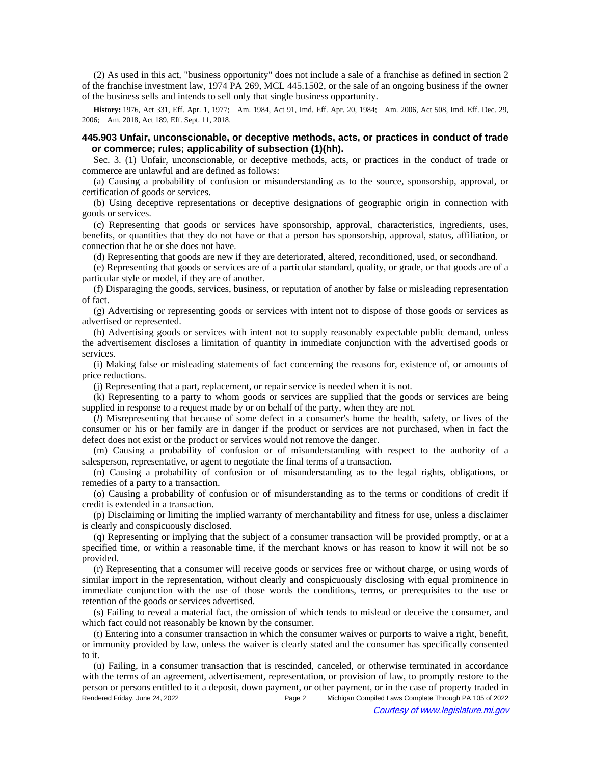(2) As used in this act, "business opportunity" does not include a sale of a franchise as defined in section 2 of the franchise investment law, 1974 PA 269, MCL 445.1502, or the sale of an ongoing business if the owner of the business sells and intends to sell only that single business opportunity.

**History:** 1976, Act 331, Eff. Apr. 1, 1977; Am. 1984, Act 91, Imd. Eff. Apr. 20, 1984; Am. 2006, Act 508, Imd. Eff. Dec. 29, 2006; Am. 2018, Act 189, Eff. Sept. 11, 2018.

### 445.903 Unfair, unconscionable, or deceptive methods, acts, or practices in conduct of trade or commerce; rules; applicability of subsection (1)(hh).

Sec. 3. (1) Unfair, unconscionable, or deceptive methods, acts, or practices in the conduct of trade or commerce are unlawful and are defined as follows:

(a) Causing a probability of confusion or misunderstanding as to the source, sponsorship, approval, or certification of goods or services.

(b) Using deceptive representations or deceptive designations of geographic origin in connection with goods or services.

(c) Representing that goods or services have sponsorship, approval, characteristics, ingredients, uses, benefits, or quantities that they do not have or that a person has sponsorship, approval, status, affiliation, or connection that he or she does not have.

(d) Representing that goods are new if they are deteriorated, altered, reconditioned, used, or secondhand.

(e) Representing that goods or services are of a particular standard, quality, or grade, or that goods are of a particular style or model, if they are of another.

(f) Disparaging the goods, services, business, or reputation of another by false or misleading representation of fact.

(g) Advertising or representing goods or services with intent not to dispose of those goods or services as advertised or represented.

(h) Advertising goods or services with intent not to supply reasonably expectable public demand, unless the advertisement discloses a limitation of quantity in immediate conjunction with the advertised goods or services.

(i) Making false or misleading statements of fact concerning the reasons for, existence of, or amounts of price reductions.

(j) Representing that a part, replacement, or repair service is needed when it is not.

(k) Representing to a party to whom goods or services are supplied that the goods or services are being supplied in response to a request made by or on behalf of the party, when they are not.

(*l*) Misrepresenting that because of some defect in a consumer's home the health, safety, or lives of the consumer or his or her family are in danger if the product or services are not purchased, when in fact the defect does not exist or the product or services would not remove the danger.

(m) Causing a probability of confusion or of misunderstanding with respect to the authority of a salesperson, representative, or agent to negotiate the final terms of a transaction.

(n) Causing a probability of confusion or of misunderstanding as to the legal rights, obligations, or remedies of a party to a transaction.

(o) Causing a probability of confusion or of misunderstanding as to the terms or conditions of credit if credit is extended in a transaction.

(p) Disclaiming or limiting the implied warranty of merchantability and fitness for use, unless a disclaimer is clearly and conspicuously disclosed.

(q) Representing or implying that the subject of a consumer transaction will be provided promptly, or at a specified time, or within a reasonable time, if the merchant knows or has reason to know it will not be so provided.

(r) Representing that a consumer will receive goods or services free or without charge, or using words of similar import in the representation, without clearly and conspicuously disclosing with equal prominence in immediate conjunction with the use of those words the conditions, terms, or prerequisites to the use or retention of the goods or services advertised.

(s) Failing to reveal a material fact, the omission of which tends to mislead or deceive the consumer, and which fact could not reasonably be known by the consumer.

(t) Entering into a consumer transaction in which the consumer waives or purports to waive a right, benefit, or immunity provided by law, unless the waiver is clearly stated and the consumer has specifically consented to it.

(u) Failing, in a consumer transaction that is rescinded, canceled, or otherwise terminated in accordance with the terms of an agreement, advertisement, representation, or provision of law, to promptly restore to the person or persons entitled to it a deposit, down payment, or other payment, or in the case of property traded in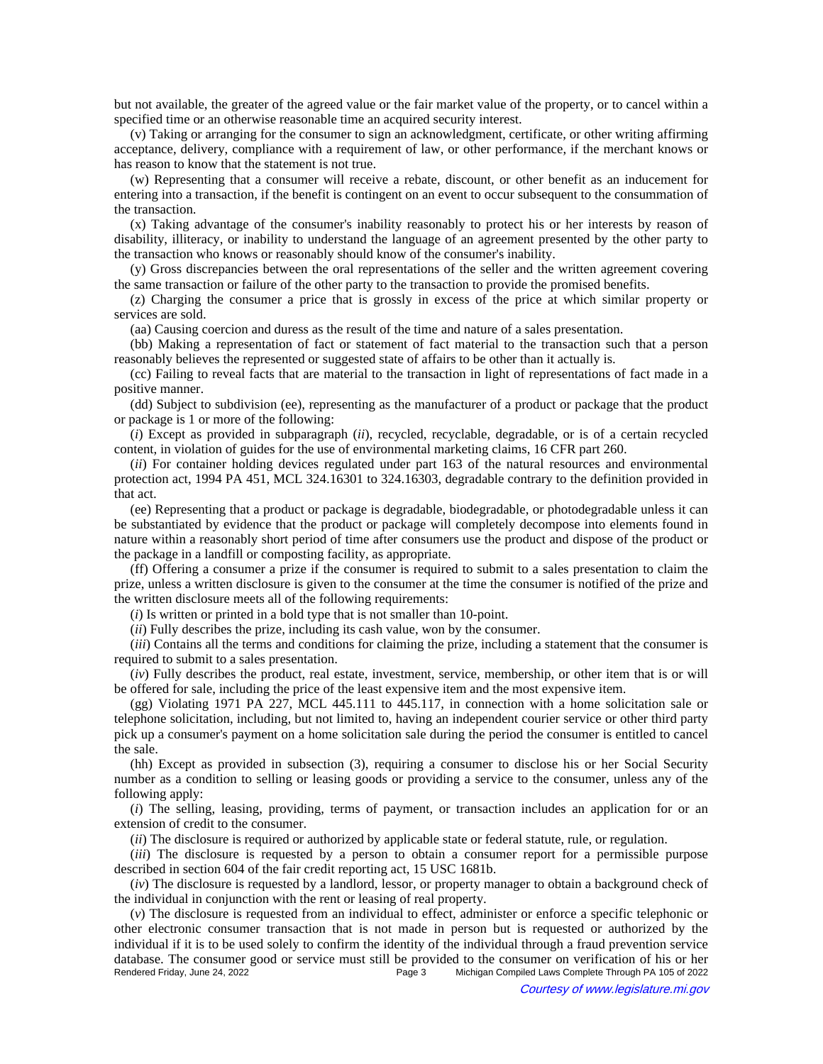but not available, the greater of the agreed value or the fair market value of the property, or to cancel within a specified time or an otherwise reasonable time an acquired security interest.

(v) Taking or arranging for the consumer to sign an acknowledgment, certificate, or other writing affirming acceptance, delivery, compliance with a requirement of law, or other performance, if the merchant knows or has reason to know that the statement is not true.

(w) Representing that a consumer will receive a rebate, discount, or other benefit as an inducement for entering into a transaction, if the benefit is contingent on an event to occur subsequent to the consummation of the transaction.

(x) Taking advantage of the consumer's inability reasonably to protect his or her interests by reason of disability, illiteracy, or inability to understand the language of an agreement presented by the other party to the transaction who knows or reasonably should know of the consumer's inability.

(y) Gross discrepancies between the oral representations of the seller and the written agreement covering the same transaction or failure of the other party to the transaction to provide the promised benefits.

(z) Charging the consumer a price that is grossly in excess of the price at which similar property or services are sold.

(aa) Causing coercion and duress as the result of the time and nature of a sales presentation.

(bb) Making a representation of fact or statement of fact material to the transaction such that a person reasonably believes the represented or suggested state of affairs to be other than it actually is.

(cc) Failing to reveal facts that are material to the transaction in light of representations of fact made in a positive manner.

(dd) Subject to subdivision (ee), representing as the manufacturer of a product or package that the product or package is 1 or more of the following:

(*i*) Except as provided in subparagraph (*ii*), recycled, recyclable, degradable, or is of a certain recycled content, in violation of guides for the use of environmental marketing claims, 16 CFR part 260.

(*ii*) For container holding devices regulated under part 163 of the natural resources and environmental protection act, 1994 PA 451, MCL 324.16301 to 324.16303, degradable contrary to the definition provided in that act.

(ee) Representing that a product or package is degradable, biodegradable, or photodegradable unless it can be substantiated by evidence that the product or package will completely decompose into elements found in nature within a reasonably short period of time after consumers use the product and dispose of the product or the package in a landfill or composting facility, as appropriate.

(ff) Offering a consumer a prize if the consumer is required to submit to a sales presentation to claim the prize, unless a written disclosure is given to the consumer at the time the consumer is notified of the prize and the written disclosure meets all of the following requirements:

(*i*) Is written or printed in a bold type that is not smaller than 10-point.

(*ii*) Fully describes the prize, including its cash value, won by the consumer.

(*iii*) Contains all the terms and conditions for claiming the prize, including a statement that the consumer is required to submit to a sales presentation.

(*iv*) Fully describes the product, real estate, investment, service, membership, or other item that is or will be offered for sale, including the price of the least expensive item and the most expensive item.

(gg) Violating 1971 PA 227, MCL 445.111 to 445.117, in connection with a home solicitation sale or telephone solicitation, including, but not limited to, having an independent courier service or other third party pick up a consumer's payment on a home solicitation sale during the period the consumer is entitled to cancel the sale.

(hh) Except as provided in subsection (3), requiring a consumer to disclose his or her Social Security number as a condition to selling or leasing goods or providing a service to the consumer, unless any of the following apply:

(*i*) The selling, leasing, providing, terms of payment, or transaction includes an application for or an extension of credit to the consumer.

(*ii*) The disclosure is required or authorized by applicable state or federal statute, rule, or regulation.

(*iii*) The disclosure is requested by a person to obtain a consumer report for a permissible purpose described in section 604 of the fair credit reporting act, 15 USC 1681b.

(*iv*) The disclosure is requested by a landlord, lessor, or property manager to obtain a background check of the individual in conjunction with the rent or leasing of real property.

(*v*) The disclosure is requested from an individual to effect, administer or enforce a specific telephonic or other electronic consumer transaction that is not made in person but is requested or authorized by the individual if it is to be used solely to confirm the identity of the individual through a fraud prevention service database. The consumer good or service must still be provided to the consumer on verification of his or her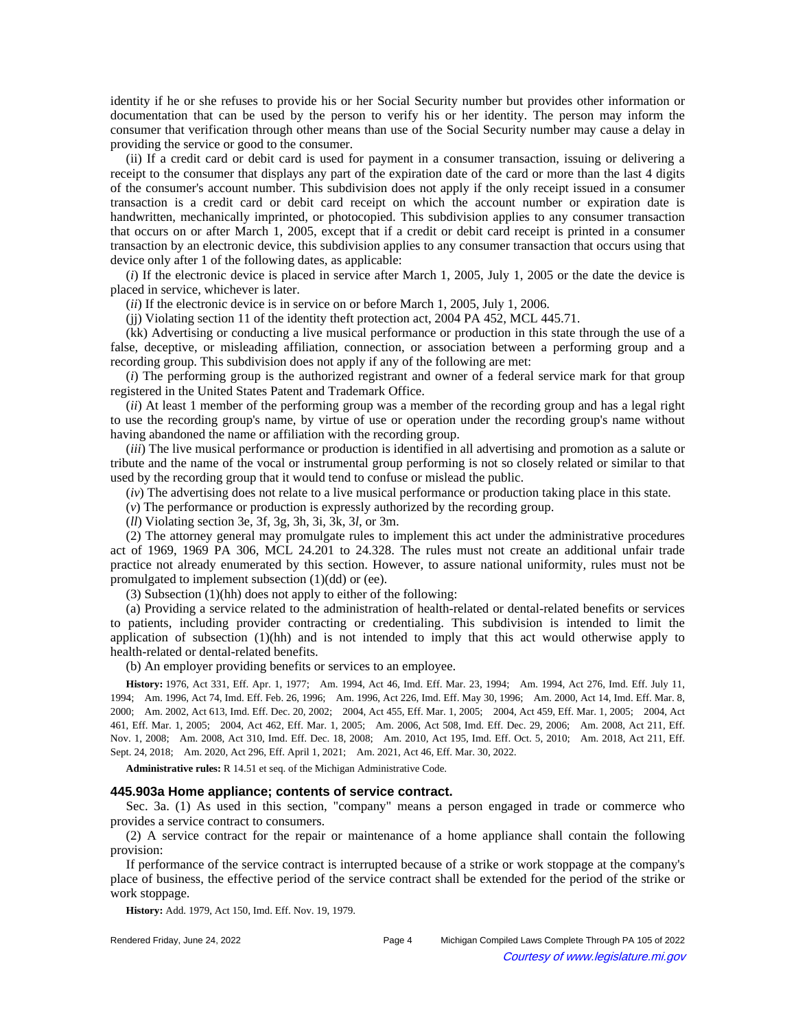identity if he or she refuses to provide his or her Social Security number but provides other information or documentation that can be used by the person to verify his or her identity. The person may inform the consumer that verification through other means than use of the Social Security number may cause a delay in providing the service or good to the consumer.

(ii) If a credit card or debit card is used for payment in a consumer transaction, issuing or delivering a receipt to the consumer that displays any part of the expiration date of the card or more than the last 4 digits of the consumer's account number. This subdivision does not apply if the only receipt issued in a consumer transaction is a credit card or debit card receipt on which the account number or expiration date is handwritten, mechanically imprinted, or photocopied. This subdivision applies to any consumer transaction that occurs on or after March 1, 2005, except that if a credit or debit card receipt is printed in a consumer transaction by an electronic device, this subdivision applies to any consumer transaction that occurs using that device only after 1 of the following dates, as applicable:

(*i*) If the electronic device is placed in service after March 1, 2005, July 1, 2005 or the date the device is placed in service, whichever is later.

(*ii*) If the electronic device is in service on or before March 1, 2005, July 1, 2006.

(jj) Violating section 11 of the identity theft protection act, 2004 PA 452, MCL 445.71.

(kk) Advertising or conducting a live musical performance or production in this state through the use of a false, deceptive, or misleading affiliation, connection, or association between a performing group and a recording group. This subdivision does not apply if any of the following are met:

(*i*) The performing group is the authorized registrant and owner of a federal service mark for that group registered in the United States Patent and Trademark Office.

(*ii*) At least 1 member of the performing group was a member of the recording group and has a legal right to use the recording group's name, by virtue of use or operation under the recording group's name without having abandoned the name or affiliation with the recording group.

(*iii*) The live musical performance or production is identified in all advertising and promotion as a salute or tribute and the name of the vocal or instrumental group performing is not so closely related or similar to that used by the recording group that it would tend to confuse or mislead the public.

(*iv*) The advertising does not relate to a live musical performance or production taking place in this state.

(*v*) The performance or production is expressly authorized by the recording group.

(*ll*) Violating section 3e, 3f, 3g, 3h, 3i, 3k, 3*l*, or 3m.

(2) The attorney general may promulgate rules to implement this act under the administrative procedures act of 1969, 1969 PA 306, MCL 24.201 to 24.328. The rules must not create an additional unfair trade practice not already enumerated by this section. However, to assure national uniformity, rules must not be promulgated to implement subsection (1)(dd) or (ee).

(3) Subsection (1)(hh) does not apply to either of the following:

(a) Providing a service related to the administration of health-related or dental-related benefits or services to patients, including provider contracting or credentialing. This subdivision is intended to limit the application of subsection (1)(hh) and is not intended to imply that this act would otherwise apply to health-related or dental-related benefits.

(b) An employer providing benefits or services to an employee.

**History:** 1976, Act 331, Eff. Apr. 1, 1977; Am. 1994, Act 46, Imd. Eff. Mar. 23, 1994; Am. 1994, Act 276, Imd. Eff. July 11, 1994; Am. 1996, Act 74, Imd. Eff. Feb. 26, 1996; Am. 1996, Act 226, Imd. Eff. May 30, 1996; Am. 2000, Act 14, Imd. Eff. Mar. 8, 2000; Am. 2002, Act 613, Imd. Eff. Dec. 20, 2002; 2004, Act 455, Eff. Mar. 1, 2005; 2004, Act 459, Eff. Mar. 1, 2005; 2004, Act 461, Eff. Mar. 1, 2005; 2004, Act 462, Eff. Mar. 1, 2005; Am. 2006, Act 508, Imd. Eff. Dec. 29, 2006; Am. 2008, Act 211, Eff. Nov. 1, 2008; Am. 2008, Act 310, Imd. Eff. Dec. 18, 2008; Am. 2010, Act 195, Imd. Eff. Oct. 5, 2010; Am. 2018, Act 211, Eff. Sept. 24, 2018; Am. 2020, Act 296, Eff. April 1, 2021; Am. 2021, Act 46, Eff. Mar. 30, 2022.

**Administrative rules:** R 14.51 et seq. of the Michigan Administrative Code.

### 445.903a Home appliance; contents of service contract.

Sec. 3a. (1) As used in this section, "company" means a person engaged in trade or commerce who provides a service contract to consumers.

(2) A service contract for the repair or maintenance of a home appliance shall contain the following provision:

If performance of the service contract is interrupted because of a strike or work stoppage at the company's place of business, the effective period of the service contract shall be extended for the period of the strike or work stoppage.

**History:** Add. 1979, Act 150, Imd. Eff. Nov. 19, 1979.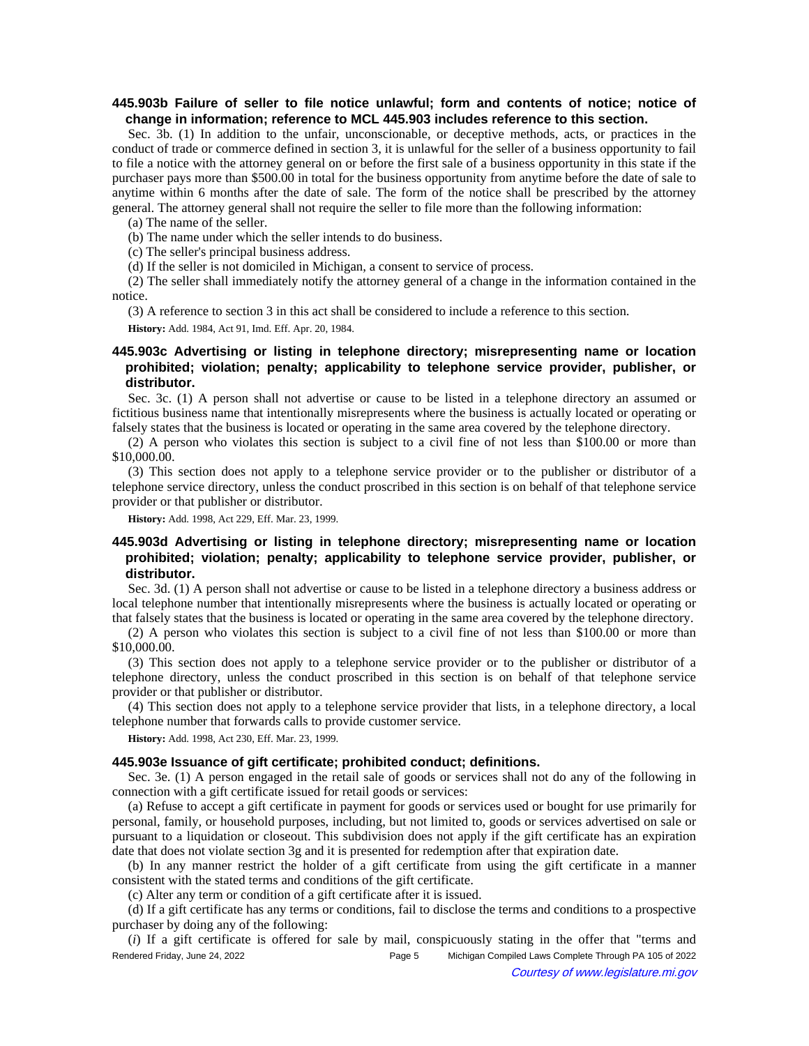**445.903b Failure of seller to file notice unlawful; form and contents of notice; notice of change in information; reference to MCL 445.903 includes reference to this section.**

Sec. 3b. (1) In addition to the unfair, unconscionable, or deceptive methods, acts, or practices in the conduct of trade or commerce defined in section 3, it is unlawful for the seller of a business opportunity to fail to file a notice with the attorney general on or before the first sale of a business opportunity in this state if the purchaser pays more than $500.00 in total for the business opportunity from anytime before the date of sale to anytime within 6 months after the date of sale. The form of the notice shall be prescribed by the attorney general. The attorney general shall not require the seller to file more than the following information:

(a) The name of the seller.

(b) The name under which the seller intends to do business.

(c) The seller's principal business address.

(d) If the seller is not domiciled in Michigan, a consent to service of process.

(2) The seller shall immediately notify the attorney general of a change in the information contained in the notice.

(3) A reference to section 3 in this act shall be considered to include a reference to this section.

**History:** Add. 1984, Act 91, Imd. Eff. Apr. 20, 1984.

**445.903c Advertising or listing in telephone directory; misrepresenting name or location prohibited; violation; penalty; applicability to telephone service provider, publisher, or distributor.**

Sec. 3c. (1) A person shall not advertise or cause to be listed in a telephone directory an assumed or fictitious business name that intentionally misrepresents where the business is actually located or operating or falsely states that the business is located or operating in the same area covered by the telephone directory.

(2) A person who violates this section is subject to a civil fine of not less than $100.00 or more than $10,000.00.

(3) This section does not apply to a telephone service provider or to the publisher or distributor of a telephone service directory, unless the conduct proscribed in this section is on behalf of that telephone service provider or that publisher or distributor.

**History:** Add. 1998, Act 229, Eff. Mar. 23, 1999.

**445.903d Advertising or listing in telephone directory; misrepresenting name or location prohibited; violation; penalty; applicability to telephone service provider, publisher, or distributor.**

Sec. 3d. (1) A person shall not advertise or cause to be listed in a telephone directory a business address or local telephone number that intentionally misrepresents where the business is actually located or operating or that falsely states that the business is located or operating in the same area covered by the telephone directory.

(2) A person who violates this section is subject to a civil fine of not less than $100.00 or more than $10,000.00.

(3) This section does not apply to a telephone service provider or to the publisher or distributor of a telephone directory, unless the conduct proscribed in this section is on behalf of that telephone service provider or that publisher or distributor.

(4) This section does not apply to a telephone service provider that lists, in a telephone directory, a local telephone number that forwards calls to provide customer service.

**History:** Add. 1998, Act 230, Eff. Mar. 23, 1999.

**445.903e Issuance of gift certificate; prohibited conduct; definitions.**

Sec. 3e. (1) A person engaged in the retail sale of goods or services shall not do any of the following in connection with a gift certificate issued for retail goods or services:

(a) Refuse to accept a gift certificate in payment for goods or services used or bought for use primarily for personal, family, or household purposes, including, but not limited to, goods or services advertised on sale or pursuant to a liquidation or closeout. This subdivision does not apply if the gift certificate has an expiration date that does not violate section 3g and it is presented for redemption after that expiration date.

(b) In any manner restrict the holder of a gift certificate from using the gift certificate in a manner consistent with the stated terms and conditions of the gift certificate.

(c) Alter any term or condition of a gift certificate after it is issued.

(d) If a gift certificate has any terms or conditions, fail to disclose the terms and conditions to a prospective purchaser by doing any of the following:

(*i*) If a gift certificate is offered for sale by mail, conspicuously stating in the offer that "terms and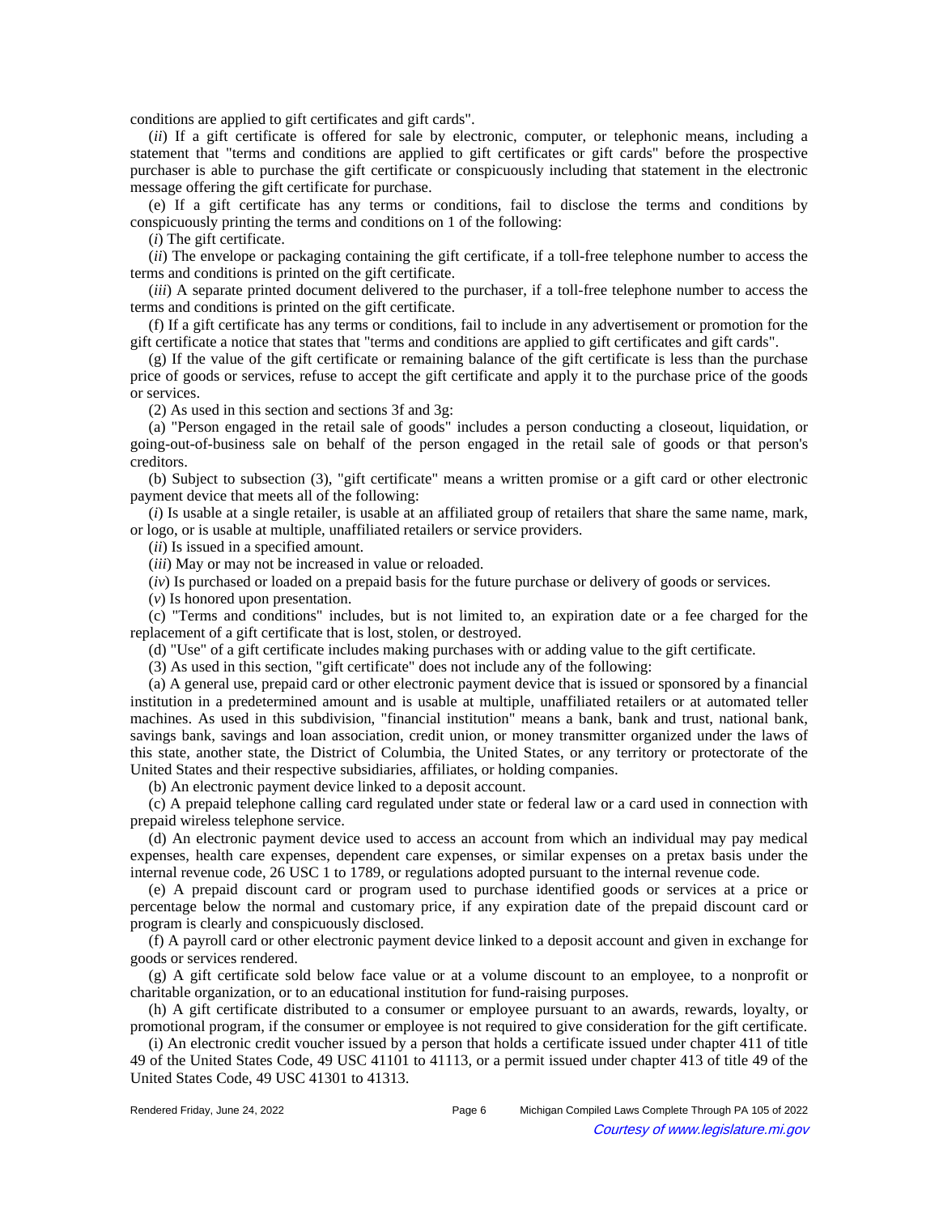conditions are applied to gift certificates and gift cards".

(*ii*) If a gift certificate is offered for sale by electronic, computer, or telephonic means, including a statement that "terms and conditions are applied to gift certificates or gift cards" before the prospective purchaser is able to purchase the gift certificate or conspicuously including that statement in the electronic message offering the gift certificate for purchase.

(e) If a gift certificate has any terms or conditions, fail to disclose the terms and conditions by conspicuously printing the terms and conditions on 1 of the following:

(*i*) The gift certificate.

(*ii*) The envelope or packaging containing the gift certificate, if a toll-free telephone number to access the terms and conditions is printed on the gift certificate.

(*iii*) A separate printed document delivered to the purchaser, if a toll-free telephone number to access the terms and conditions is printed on the gift certificate.

(f) If a gift certificate has any terms or conditions, fail to include in any advertisement or promotion for the gift certificate a notice that states that "terms and conditions are applied to gift certificates and gift cards".

(g) If the value of the gift certificate or remaining balance of the gift certificate is less than the purchase price of goods or services, refuse to accept the gift certificate and apply it to the purchase price of the goods or services.

(2) As used in this section and sections 3f and 3g:

(a) "Person engaged in the retail sale of goods" includes a person conducting a closeout, liquidation, or going-out-of-business sale on behalf of the person engaged in the retail sale of goods or that person's creditors.

(b) Subject to subsection (3), "gift certificate" means a written promise or a gift card or other electronic payment device that meets all of the following:

(*i*) Is usable at a single retailer, is usable at an affiliated group of retailers that share the same name, mark, or logo, or is usable at multiple, unaffiliated retailers or service providers.

(*ii*) Is issued in a specified amount.

(*iii*) May or may not be increased in value or reloaded.

(*iv*) Is purchased or loaded on a prepaid basis for the future purchase or delivery of goods or services.

(*v*) Is honored upon presentation.

(c) "Terms and conditions" includes, but is not limited to, an expiration date or a fee charged for the replacement of a gift certificate that is lost, stolen, or destroyed.

(d) "Use" of a gift certificate includes making purchases with or adding value to the gift certificate.

(3) As used in this section, "gift certificate" does not include any of the following:

(a) A general use, prepaid card or other electronic payment device that is issued or sponsored by a financial institution in a predetermined amount and is usable at multiple, unaffiliated retailers or at automated teller machines. As used in this subdivision, "financial institution" means a bank, bank and trust, national bank, savings bank, savings and loan association, credit union, or money transmitter organized under the laws of this state, another state, the District of Columbia, the United States, or any territory or protectorate of the United States and their respective subsidiaries, affiliates, or holding companies.

(b) An electronic payment device linked to a deposit account.

(c) A prepaid telephone calling card regulated under state or federal law or a card used in connection with prepaid wireless telephone service.

(d) An electronic payment device used to access an account from which an individual may pay medical expenses, health care expenses, dependent care expenses, or similar expenses on a pretax basis under the internal revenue code, 26 USC 1 to 1789, or regulations adopted pursuant to the internal revenue code.

(e) A prepaid discount card or program used to purchase identified goods or services at a price or percentage below the normal and customary price, if any expiration date of the prepaid discount card or program is clearly and conspicuously disclosed.

(f) A payroll card or other electronic payment device linked to a deposit account and given in exchange for goods or services rendered.

(g) A gift certificate sold below face value or at a volume discount to an employee, to a nonprofit or charitable organization, or to an educational institution for fund-raising purposes.

(h) A gift certificate distributed to a consumer or employee pursuant to an awards, rewards, loyalty, or promotional program, if the consumer or employee is not required to give consideration for the gift certificate.

(i) An electronic credit voucher issued by a person that holds a certificate issued under chapter 411 of title 49 of the United States Code, 49 USC 41101 to 41113, or a permit issued under chapter 413 of title 49 of the United States Code, 49 USC 41301 to 41313.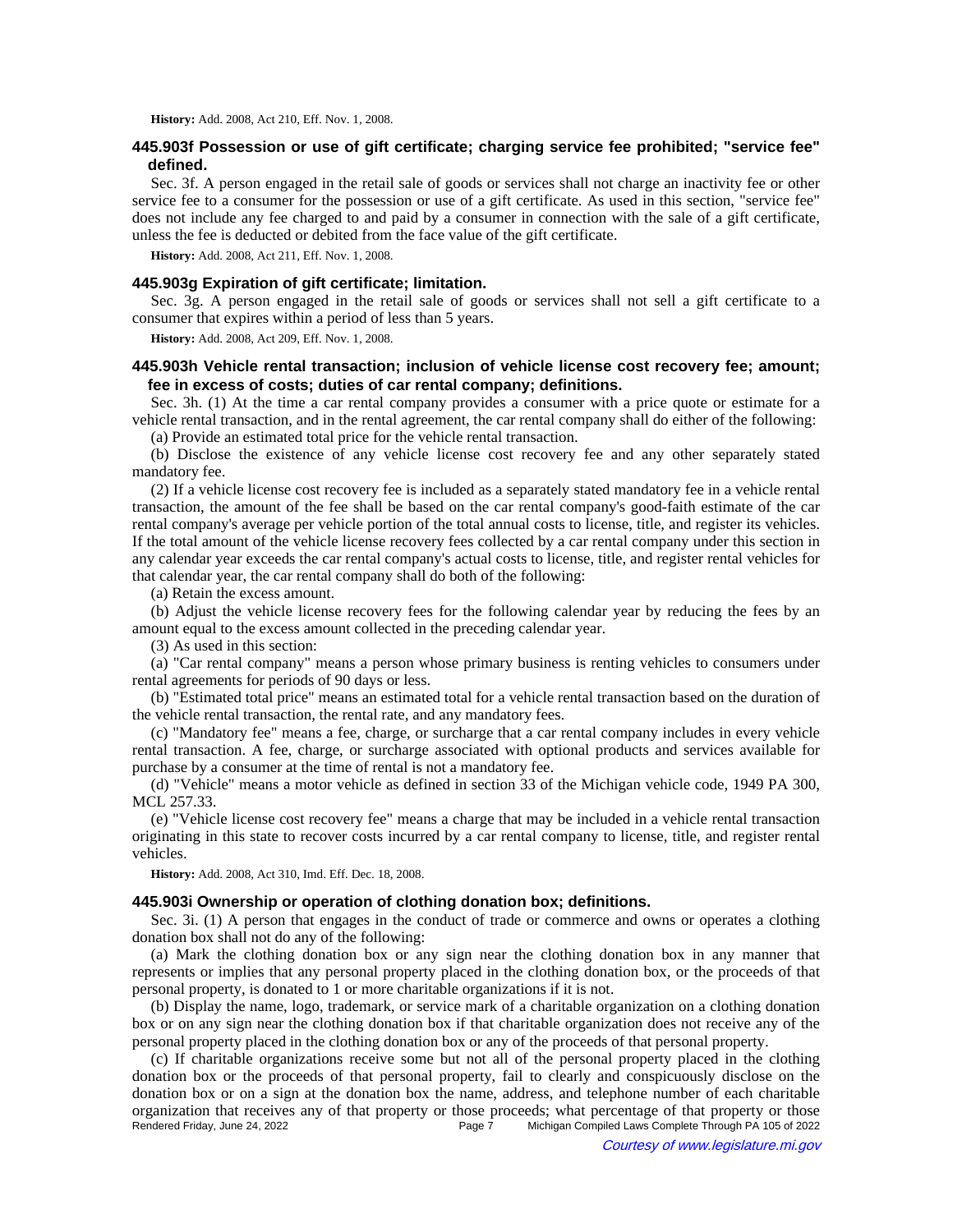**History:** Add. 2008, Act 210, Eff. Nov. 1, 2008.

### 445.903f Possession or use of gift certificate; charging service fee prohibited; "service fee" defined.

Sec. 3f. A person engaged in the retail sale of goods or services shall not charge an inactivity fee or other service fee to a consumer for the possession or use of a gift certificate. As used in this section, "service fee" does not include any fee charged to and paid by a consumer in connection with the sale of a gift certificate, unless the fee is deducted or debited from the face value of the gift certificate.

**History:** Add. 2008, Act 211, Eff. Nov. 1, 2008.

### 445.903g Expiration of gift certificate; limitation.

Sec. 3g. A person engaged in the retail sale of goods or services shall not sell a gift certificate to a consumer that expires within a period of less than 5 years.

**History:** Add. 2008, Act 209, Eff. Nov. 1, 2008.

### 445.903h Vehicle rental transaction; inclusion of vehicle license cost recovery fee; amount; fee in excess of costs; duties of car rental company; definitions.

Sec. 3h. (1) At the time a car rental company provides a consumer with a price quote or estimate for a vehicle rental transaction, and in the rental agreement, the car rental company shall do either of the following:

(a) Provide an estimated total price for the vehicle rental transaction.

(b) Disclose the existence of any vehicle license cost recovery fee and any other separately stated mandatory fee.

(2) If a vehicle license cost recovery fee is included as a separately stated mandatory fee in a vehicle rental transaction, the amount of the fee shall be based on the car rental company's good-faith estimate of the car rental company's average per vehicle portion of the total annual costs to license, title, and register its vehicles. If the total amount of the vehicle license recovery fees collected by a car rental company under this section in any calendar year exceeds the car rental company's actual costs to license, title, and register rental vehicles for that calendar year, the car rental company shall do both of the following:

(a) Retain the excess amount.

(b) Adjust the vehicle license recovery fees for the following calendar year by reducing the fees by an amount equal to the excess amount collected in the preceding calendar year.

(3) As used in this section:

(a) "Car rental company" means a person whose primary business is renting vehicles to consumers under rental agreements for periods of 90 days or less.

(b) "Estimated total price" means an estimated total for a vehicle rental transaction based on the duration of the vehicle rental transaction, the rental rate, and any mandatory fees.

(c) "Mandatory fee" means a fee, charge, or surcharge that a car rental company includes in every vehicle rental transaction. A fee, charge, or surcharge associated with optional products and services available for purchase by a consumer at the time of rental is not a mandatory fee.

(d) "Vehicle" means a motor vehicle as defined in section 33 of the Michigan vehicle code, 1949 PA 300, MCL 257.33.

(e) "Vehicle license cost recovery fee" means a charge that may be included in a vehicle rental transaction originating in this state to recover costs incurred by a car rental company to license, title, and register rental vehicles.

**History:** Add. 2008, Act 310, Imd. Eff. Dec. 18, 2008.

### 445.903i Ownership or operation of clothing donation box; definitions.

Sec. 3i. (1) A person that engages in the conduct of trade or commerce and owns or operates a clothing donation box shall not do any of the following:

(a) Mark the clothing donation box or any sign near the clothing donation box in any manner that represents or implies that any personal property placed in the clothing donation box, or the proceeds of that personal property, is donated to 1 or more charitable organizations if it is not.

(b) Display the name, logo, trademark, or service mark of a charitable organization on a clothing donation box or on any sign near the clothing donation box if that charitable organization does not receive any of the personal property placed in the clothing donation box or any of the proceeds of that personal property.

(c) If charitable organizations receive some but not all of the personal property placed in the clothing donation box or the proceeds of that personal property, fail to clearly and conspicuously disclose on the donation box or on a sign at the donation box the name, address, and telephone number of each charitable organization that receives any of that property or those proceeds; what percentage of that property or those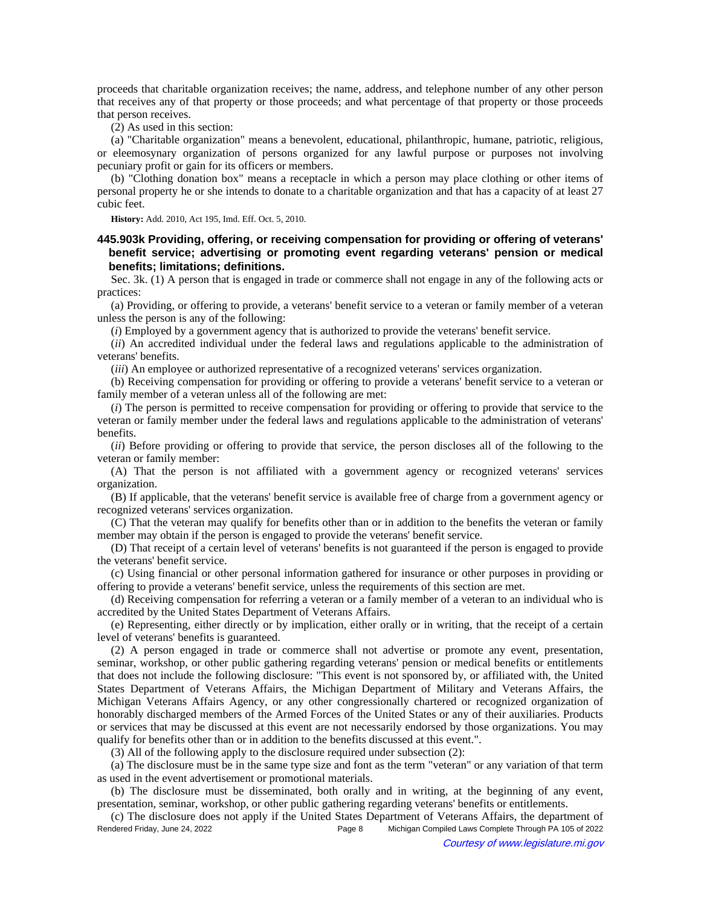proceeds that charitable organization receives; the name, address, and telephone number of any other person that receives any of that property or those proceeds; and what percentage of that property or those proceeds that person receives.

(2) As used in this section:

(a) "Charitable organization" means a benevolent, educational, philanthropic, humane, patriotic, religious, or eleemosynary organization of persons organized for any lawful purpose or purposes not involving pecuniary profit or gain for its officers or members.

(b) "Clothing donation box" means a receptacle in which a person may place clothing or other items of personal property he or she intends to donate to a charitable organization and that has a capacity of at least 27 cubic feet.

**History:** Add. 2010, Act 195, Imd. Eff. Oct. 5, 2010.

### 445.903k Providing, offering, or receiving compensation for providing or offering of veterans' benefit service; advertising or promoting event regarding veterans' pension or medical benefits; limitations; definitions.

Sec. 3k. (1) A person that is engaged in trade or commerce shall not engage in any of the following acts or practices:

(a) Providing, or offering to provide, a veterans' benefit service to a veteran or family member of a veteran unless the person is any of the following:

(*i*) Employed by a government agency that is authorized to provide the veterans' benefit service.

(*ii*) An accredited individual under the federal laws and regulations applicable to the administration of veterans' benefits.

(*iii*) An employee or authorized representative of a recognized veterans' services organization.

(b) Receiving compensation for providing or offering to provide a veterans' benefit service to a veteran or family member of a veteran unless all of the following are met:

(*i*) The person is permitted to receive compensation for providing or offering to provide that service to the veteran or family member under the federal laws and regulations applicable to the administration of veterans' benefits.

(*ii*) Before providing or offering to provide that service, the person discloses all of the following to the veteran or family member:

(A) That the person is not affiliated with a government agency or recognized veterans' services organization.

(B) If applicable, that the veterans' benefit service is available free of charge from a government agency or recognized veterans' services organization.

(C) That the veteran may qualify for benefits other than or in addition to the benefits the veteran or family member may obtain if the person is engaged to provide the veterans' benefit service.

(D) That receipt of a certain level of veterans' benefits is not guaranteed if the person is engaged to provide the veterans' benefit service.

(c) Using financial or other personal information gathered for insurance or other purposes in providing or offering to provide a veterans' benefit service, unless the requirements of this section are met.

(d) Receiving compensation for referring a veteran or a family member of a veteran to an individual who is accredited by the United States Department of Veterans Affairs.

(e) Representing, either directly or by implication, either orally or in writing, that the receipt of a certain level of veterans' benefits is guaranteed.

(2) A person engaged in trade or commerce shall not advertise or promote any event, presentation, seminar, workshop, or other public gathering regarding veterans' pension or medical benefits or entitlements that does not include the following disclosure: "This event is not sponsored by, or affiliated with, the United States Department of Veterans Affairs, the Michigan Department of Military and Veterans Affairs, the Michigan Veterans Affairs Agency, or any other congressionally chartered or recognized organization of honorably discharged members of the Armed Forces of the United States or any of their auxiliaries. Products or services that may be discussed at this event are not necessarily endorsed by those organizations. You may qualify for benefits other than or in addition to the benefits discussed at this event.".

(3) All of the following apply to the disclosure required under subsection (2):

(a) The disclosure must be in the same type size and font as the term "veteran" or any variation of that term as used in the event advertisement or promotional materials.

(b) The disclosure must be disseminated, both orally and in writing, at the beginning of any event, presentation, seminar, workshop, or other public gathering regarding veterans' benefits or entitlements.

(c) The disclosure does not apply if the United States Department of Veterans Affairs, the department of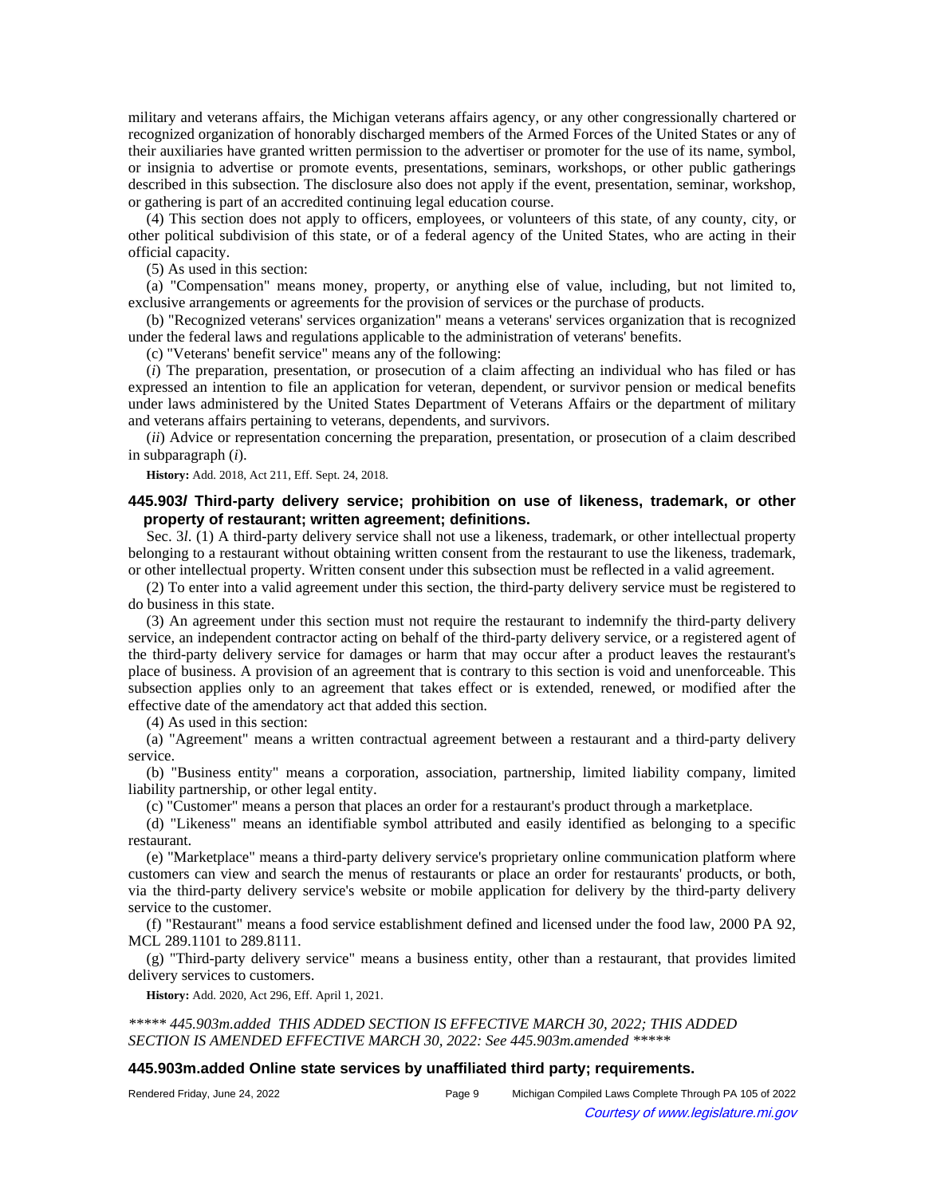military and veterans affairs, the Michigan veterans affairs agency, or any other congressionally chartered or recognized organization of honorably discharged members of the Armed Forces of the United States or any of their auxiliaries have granted written permission to the advertiser or promoter for the use of its name, symbol, or insignia to advertise or promote events, presentations, seminars, workshops, or other public gatherings described in this subsection. The disclosure also does not apply if the event, presentation, seminar, workshop, or gathering is part of an accredited continuing legal education course.

(4) This section does not apply to officers, employees, or volunteers of this state, of any county, city, or other political subdivision of this state, or of a federal agency of the United States, who are acting in their official capacity.

(5) As used in this section:

(a) "Compensation" means money, property, or anything else of value, including, but not limited to, exclusive arrangements or agreements for the provision of services or the purchase of products.

(b) "Recognized veterans' services organization" means a veterans' services organization that is recognized under the federal laws and regulations applicable to the administration of veterans' benefits.

(c) "Veterans' benefit service" means any of the following:

(*i*) The preparation, presentation, or prosecution of a claim affecting an individual who has filed or has expressed an intention to file an application for veteran, dependent, or survivor pension or medical benefits under laws administered by the United States Department of Veterans Affairs or the department of military and veterans affairs pertaining to veterans, dependents, and survivors.

(*ii*) Advice or representation concerning the preparation, presentation, or prosecution of a claim described in subparagraph (*i*).

**History:** Add. 2018, Act 211, Eff. Sept. 24, 2018.

### 445.903*l* Third-party delivery service; prohibition on use of likeness, trademark, or other property of restaurant; written agreement; definitions.

Sec. 3*l*. (1) A third-party delivery service shall not use a likeness, trademark, or other intellectual property belonging to a restaurant without obtaining written consent from the restaurant to use the likeness, trademark, or other intellectual property. Written consent under this subsection must be reflected in a valid agreement.

(2) To enter into a valid agreement under this section, the third-party delivery service must be registered to do business in this state.

(3) An agreement under this section must not require the restaurant to indemnify the third-party delivery service, an independent contractor acting on behalf of the third-party delivery service, or a registered agent of the third-party delivery service for damages or harm that may occur after a product leaves the restaurant's place of business. A provision of an agreement that is contrary to this section is void and unenforceable. This subsection applies only to an agreement that takes effect or is extended, renewed, or modified after the effective date of the amendatory act that added this section.

(4) As used in this section:

(a) "Agreement" means a written contractual agreement between a restaurant and a third-party delivery service.

(b) "Business entity" means a corporation, association, partnership, limited liability company, limited liability partnership, or other legal entity.

(c) "Customer" means a person that places an order for a restaurant's product through a marketplace.

(d) "Likeness" means an identifiable symbol attributed and easily identified as belonging to a specific restaurant.

(e) "Marketplace" means a third-party delivery service's proprietary online communication platform where customers can view and search the menus of restaurants or place an order for restaurants' products, or both, via the third-party delivery service's website or mobile application for delivery by the third-party delivery service to the customer.

(f) "Restaurant" means a food service establishment defined and licensed under the food law, 2000 PA 92, MCL 289.1101 to 289.8111.

(g) "Third-party delivery service" means a business entity, other than a restaurant, that provides limited delivery services to customers.

**History:** Add. 2020, Act 296, Eff. April 1, 2021.

****** 445.903m.added THIS ADDED SECTION IS EFFECTIVE MARCH 30, 2022; THIS ADDED SECTION IS AMENDED EFFECTIVE MARCH 30, 2022: See 445.903m.amended ******

### 445.903m.added Online state services by unaffiliated third party; requirements.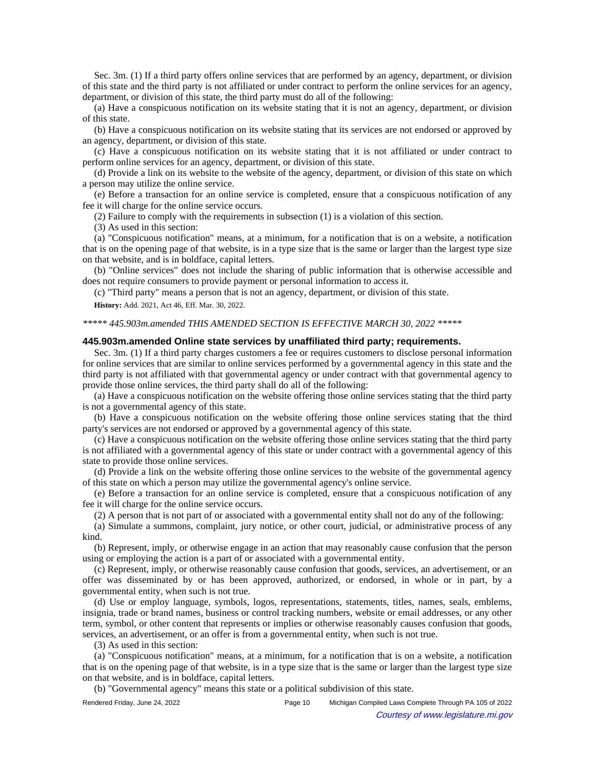Sec. 3m. (1) If a third party offers online services that are performed by an agency, department, or division of this state and the third party is not affiliated or under contract to perform the online services for an agency, department, or division of this state, the third party must do all of the following:

(a) Have a conspicuous notification on its website stating that it is not an agency, department, or division of this state.

(b) Have a conspicuous notification on its website stating that its services are not endorsed or approved by an agency, department, or division of this state.

(c) Have a conspicuous notification on its website stating that it is not affiliated or under contract to perform online services for an agency, department, or division of this state.

(d) Provide a link on its website to the website of the agency, department, or division of this state on which a person may utilize the online service.

(e) Before a transaction for an online service is completed, ensure that a conspicuous notification of any fee it will charge for the online service occurs.

(2) Failure to comply with the requirements in subsection (1) is a violation of this section.

(3) As used in this section:

(a) "Conspicuous notification" means, at a minimum, for a notification that is on a website, a notification that is on the opening page of that website, is in a type size that is the same or larger than the largest type size on that website, and is in boldface, capital letters.

(b) "Online services" does not include the sharing of public information that is otherwise accessible and does not require consumers to provide payment or personal information to access it.

(c) "Third party" means a person that is not an agency, department, or division of this state.

**History:** Add. 2021, Act 46, Eff. Mar. 30, 2022.

*\*\*\*\*\* 445.903m.amended THIS AMENDED SECTION IS EFFECTIVE MARCH 30, 2022 \*\*\*\*\**

### 445.903m.amended Online state services by unaffiliated third party; requirements.

Sec. 3m. (1) If a third party charges customers a fee or requires customers to disclose personal information for online services that are similar to online services performed by a governmental agency in this state and the third party is not affiliated with that governmental agency or under contract with that governmental agency to provide those online services, the third party shall do all of the following:

(a) Have a conspicuous notification on the website offering those online services stating that the third party is not a governmental agency of this state.

(b) Have a conspicuous notification on the website offering those online services stating that the third party's services are not endorsed or approved by a governmental agency of this state.

(c) Have a conspicuous notification on the website offering those online services stating that the third party is not affiliated with a governmental agency of this state or under contract with a governmental agency of this state to provide those online services.

(d) Provide a link on the website offering those online services to the website of the governmental agency of this state on which a person may utilize the governmental agency's online service.

(e) Before a transaction for an online service is completed, ensure that a conspicuous notification of any fee it will charge for the online service occurs.

(2) A person that is not part of or associated with a governmental entity shall not do any of the following:

(a) Simulate a summons, complaint, jury notice, or other court, judicial, or administrative process of any kind.

(b) Represent, imply, or otherwise engage in an action that may reasonably cause confusion that the person using or employing the action is a part of or associated with a governmental entity.

(c) Represent, imply, or otherwise reasonably cause confusion that goods, services, an advertisement, or an offer was disseminated by or has been approved, authorized, or endorsed, in whole or in part, by a governmental entity, when such is not true.

(d) Use or employ language, symbols, logos, representations, statements, titles, names, seals, emblems, insignia, trade or brand names, business or control tracking numbers, website or email addresses, or any other term, symbol, or other content that represents or implies or otherwise reasonably causes confusion that goods, services, an advertisement, or an offer is from a governmental entity, when such is not true.

(3) As used in this section:

(a) "Conspicuous notification" means, at a minimum, for a notification that is on a website, a notification that is on the opening page of that website, is in a type size that is the same or larger than the largest type size on that website, and is in boldface, capital letters.

(b) "Governmental agency" means this state or a political subdivision of this state.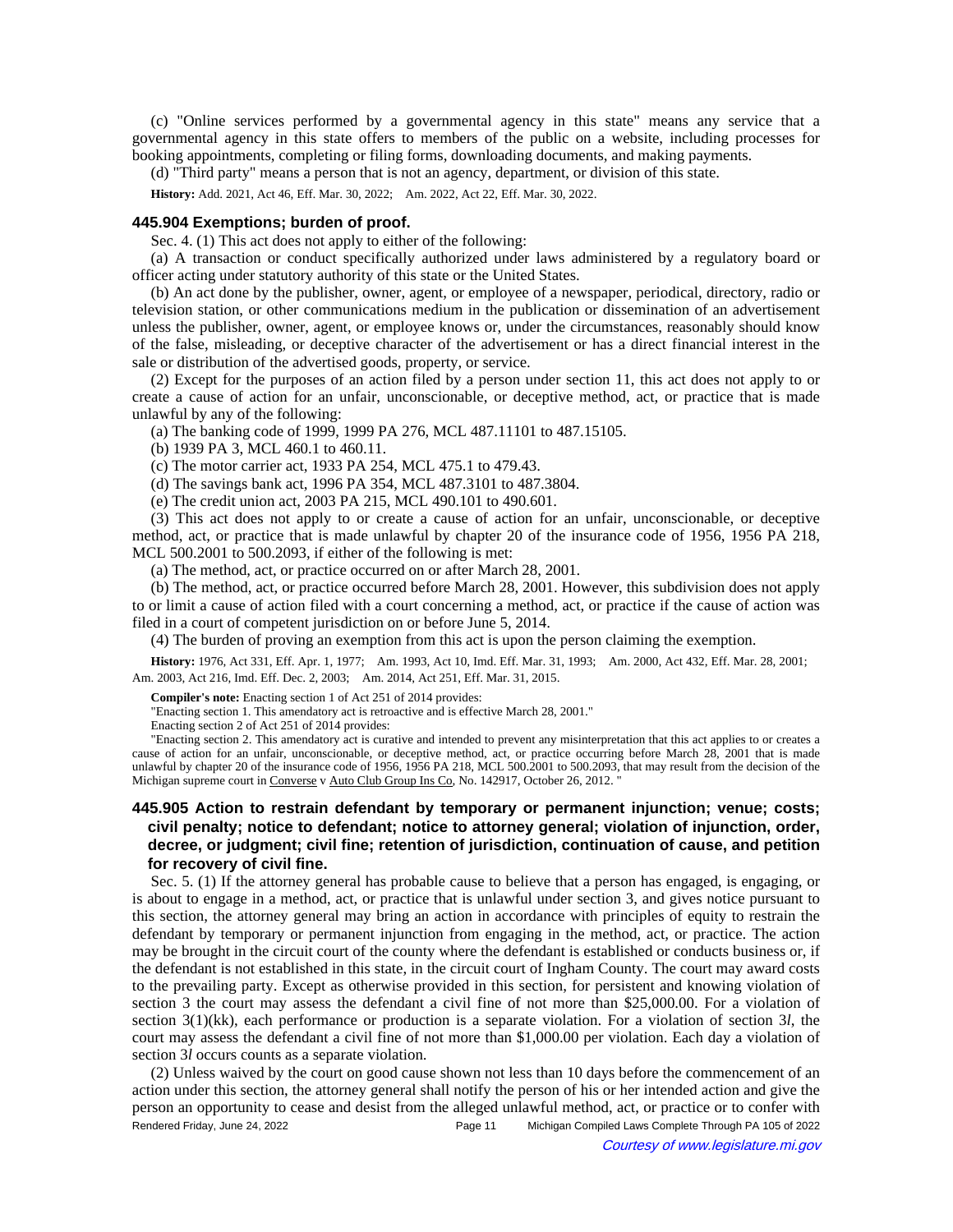(c) "Online services performed by a governmental agency in this state" means any service that a governmental agency in this state offers to members of the public on a website, including processes for booking appointments, completing or filing forms, downloading documents, and making payments.

(d) "Third party" means a person that is not an agency, department, or division of this state.

**History:** Add. 2021, Act 46, Eff. Mar. 30, 2022; Am. 2022, Act 22, Eff. Mar. 30, 2022.

### 445.904 Exemptions; burden of proof.

Sec. 4. (1) This act does not apply to either of the following:

(a) A transaction or conduct specifically authorized under laws administered by a regulatory board or officer acting under statutory authority of this state or the United States.

(b) An act done by the publisher, owner, agent, or employee of a newspaper, periodical, directory, radio or television station, or other communications medium in the publication or dissemination of an advertisement unless the publisher, owner, agent, or employee knows or, under the circumstances, reasonably should know of the false, misleading, or deceptive character of the advertisement or has a direct financial interest in the sale or distribution of the advertised goods, property, or service.

(2) Except for the purposes of an action filed by a person under section 11, this act does not apply to or create a cause of action for an unfair, unconscionable, or deceptive method, act, or practice that is made unlawful by any of the following:

(a) The banking code of 1999, 1999 PA 276, MCL 487.11101 to 487.15105.

(b) 1939 PA 3, MCL 460.1 to 460.11.

(c) The motor carrier act, 1933 PA 254, MCL 475.1 to 479.43.

(d) The savings bank act, 1996 PA 354, MCL 487.3101 to 487.3804.

(e) The credit union act, 2003 PA 215, MCL 490.101 to 490.601.

(3) This act does not apply to or create a cause of action for an unfair, unconscionable, or deceptive method, act, or practice that is made unlawful by chapter 20 of the insurance code of 1956, 1956 PA 218, MCL 500.2001 to 500.2093, if either of the following is met:

(a) The method, act, or practice occurred on or after March 28, 2001.

(b) The method, act, or practice occurred before March 28, 2001. However, this subdivision does not apply to or limit a cause of action filed with a court concerning a method, act, or practice if the cause of action was filed in a court of competent jurisdiction on or before June 5, 2014.

(4) The burden of proving an exemption from this act is upon the person claiming the exemption.

**History:** 1976, Act 331, Eff. Apr. 1, 1977; Am. 1993, Act 10, Imd. Eff. Mar. 31, 1993; Am. 2000, Act 432, Eff. Mar. 28, 2001; Am. 2003, Act 216, Imd. Eff. Dec. 2, 2003; Am. 2014, Act 251, Eff. Mar. 31, 2015.

**Compiler's note:** Enacting section 1 of Act 251 of 2014 provides:

"Enacting section 1. This amendatory act is retroactive and is effective March 28, 2001."

Enacting section 2 of Act 251 of 2014 provides:

"Enacting section 2. This amendatory act is curative and intended to prevent any misinterpretation that this act applies to or creates a cause of action for an unfair, unconscionable, or deceptive method, act, or practice occurring before March 28, 2001 that is made unlawful by chapter 20 of the insurance code of 1956, 1956 PA 218, MCL 500.2001 to 500.2093, that may result from the decision of the Michigan supreme court in Converse v Auto Club Group Ins Co, No. 142917, October 26, 2012. "

### 445.905 Action to restrain defendant by temporary or permanent injunction; venue; costs; civil penalty; notice to defendant; notice to attorney general; violation of injunction, order, decree, or judgment; civil fine; retention of jurisdiction, continuation of cause, and petition for recovery of civil fine.

Sec. 5. (1) If the attorney general has probable cause to believe that a person has engaged, is engaging, or is about to engage in a method, act, or practice that is unlawful under section 3, and gives notice pursuant to this section, the attorney general may bring an action in accordance with principles of equity to restrain the defendant by temporary or permanent injunction from engaging in the method, act, or practice. The action may be brought in the circuit court of the county where the defendant is established or conducts business or, if the defendant is not established in this state, in the circuit court of Ingham County. The court may award costs to the prevailing party. Except as otherwise provided in this section, for persistent and knowing violation of section 3 the court may assess the defendant a civil fine of not more than $25,000.00. For a violation of section 3(1)(kk), each performance or production is a separate violation. For a violation of section 3*l*, the court may assess the defendant a civil fine of not more than $1,000.00 per violation. Each day a violation of section 3*l* occurs counts as a separate violation.

(2) Unless waived by the court on good cause shown not less than 10 days before the commencement of an action under this section, the attorney general shall notify the person of his or her intended action and give the person an opportunity to cease and desist from the alleged unlawful method, act, or practice or to confer with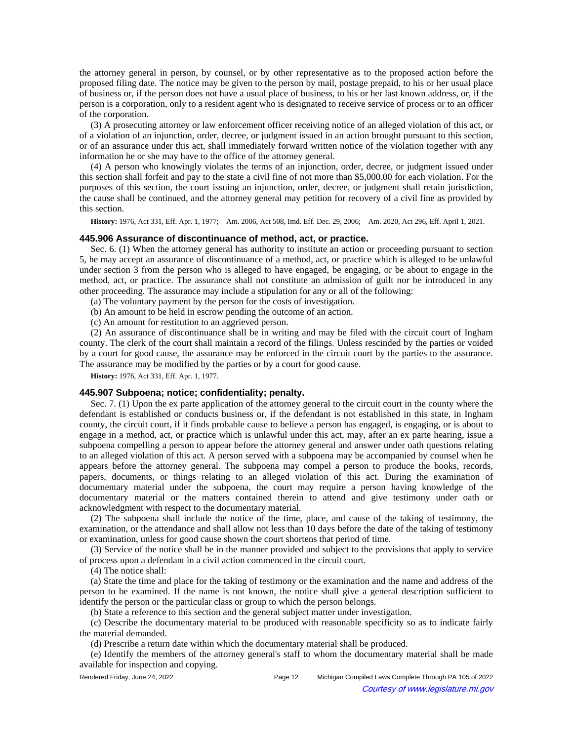the attorney general in person, by counsel, or by other representative as to the proposed action before the proposed filing date. The notice may be given to the person by mail, postage prepaid, to his or her usual place of business or, if the person does not have a usual place of business, to his or her last known address, or, if the person is a corporation, only to a resident agent who is designated to receive service of process or to an officer of the corporation.

(3) A prosecuting attorney or law enforcement officer receiving notice of an alleged violation of this act, or of a violation of an injunction, order, decree, or judgment issued in an action brought pursuant to this section, or of an assurance under this act, shall immediately forward written notice of the violation together with any information he or she may have to the office of the attorney general.

(4) A person who knowingly violates the terms of an injunction, order, decree, or judgment issued under this section shall forfeit and pay to the state a civil fine of not more than $5,000.00 for each violation. For the purposes of this section, the court issuing an injunction, order, decree, or judgment shall retain jurisdiction, the cause shall be continued, and the attorney general may petition for recovery of a civil fine as provided by this section.

**History:** 1976, Act 331, Eff. Apr. 1, 1977; Am. 2006, Act 508, Imd. Eff. Dec. 29, 2006; Am. 2020, Act 296, Eff. April 1, 2021.

### 445.906 Assurance of discontinuance of method, act, or practice.

Sec. 6. (1) When the attorney general has authority to institute an action or proceeding pursuant to section 5, he may accept an assurance of discontinuance of a method, act, or practice which is alleged to be unlawful under section 3 from the person who is alleged to have engaged, be engaging, or be about to engage in the method, act, or practice. The assurance shall not constitute an admission of guilt nor be introduced in any other proceeding. The assurance may include a stipulation for any or all of the following:

(a) The voluntary payment by the person for the costs of investigation.

(b) An amount to be held in escrow pending the outcome of an action.

(c) An amount for restitution to an aggrieved person.

(2) An assurance of discontinuance shall be in writing and may be filed with the circuit court of Ingham county. The clerk of the court shall maintain a record of the filings. Unless rescinded by the parties or voided by a court for good cause, the assurance may be enforced in the circuit court by the parties to the assurance. The assurance may be modified by the parties or by a court for good cause.

**History:** 1976, Act 331, Eff. Apr. 1, 1977.

### 445.907 Subpoena; notice; confidentiality; penalty.

Sec. 7. (1) Upon the ex parte application of the attorney general to the circuit court in the county where the defendant is established or conducts business or, if the defendant is not established in this state, in Ingham county, the circuit court, if it finds probable cause to believe a person has engaged, is engaging, or is about to engage in a method, act, or practice which is unlawful under this act, may, after an ex parte hearing, issue a subpoena compelling a person to appear before the attorney general and answer under oath questions relating to an alleged violation of this act. A person served with a subpoena may be accompanied by counsel when he appears before the attorney general. The subpoena may compel a person to produce the books, records, papers, documents, or things relating to an alleged violation of this act. During the examination of documentary material under the subpoena, the court may require a person having knowledge of the documentary material or the matters contained therein to attend and give testimony under oath or acknowledgment with respect to the documentary material.

(2) The subpoena shall include the notice of the time, place, and cause of the taking of testimony, the examination, or the attendance and shall allow not less than 10 days before the date of the taking of testimony or examination, unless for good cause shown the court shortens that period of time.

(3) Service of the notice shall be in the manner provided and subject to the provisions that apply to service of process upon a defendant in a civil action commenced in the circuit court.

(4) The notice shall:

(a) State the time and place for the taking of testimony or the examination and the name and address of the person to be examined. If the name is not known, the notice shall give a general description sufficient to identify the person or the particular class or group to which the person belongs.

(b) State a reference to this section and the general subject matter under investigation.

(c) Describe the documentary material to be produced with reasonable specificity so as to indicate fairly the material demanded.

(d) Prescribe a return date within which the documentary material shall be produced.

(e) Identify the members of the attorney general's staff to whom the documentary material shall be made available for inspection and copying.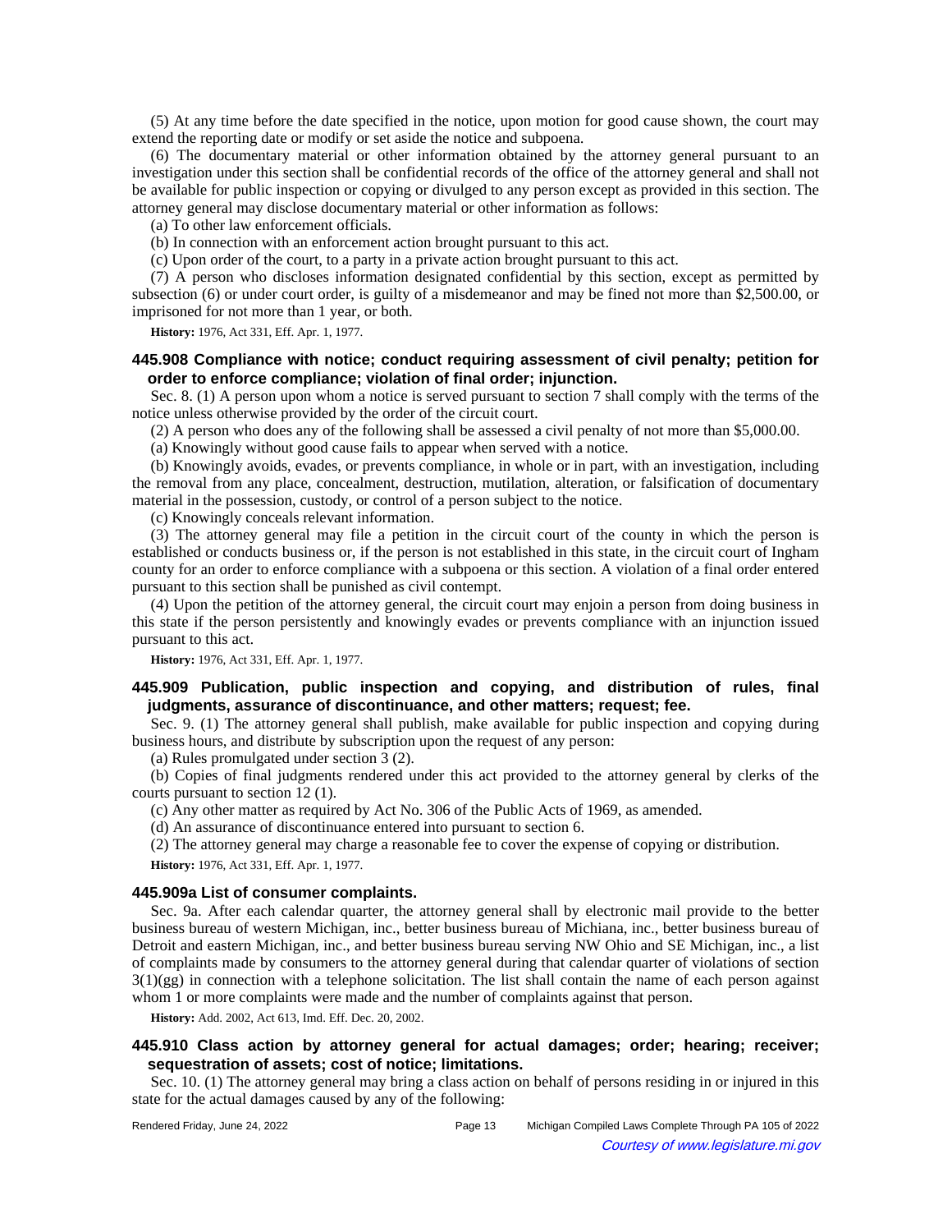(5) At any time before the date specified in the notice, upon motion for good cause shown, the court may extend the reporting date or modify or set aside the notice and subpoena.

(6) The documentary material or other information obtained by the attorney general pursuant to an investigation under this section shall be confidential records of the office of the attorney general and shall not be available for public inspection or copying or divulged to any person except as provided in this section. The attorney general may disclose documentary material or other information as follows:

(a) To other law enforcement officials.

(b) In connection with an enforcement action brought pursuant to this act.

(c) Upon order of the court, to a party in a private action brought pursuant to this act.

(7) A person who discloses information designated confidential by this section, except as permitted by subsection (6) or under court order, is guilty of a misdemeanor and may be fined not more than $2,500.00, or imprisoned for not more than 1 year, or both.

**History:** 1976, Act 331, Eff. Apr. 1, 1977.

### 445.908 Compliance with notice; conduct requiring assessment of civil penalty; petition for order to enforce compliance; violation of final order; injunction.

Sec. 8. (1) A person upon whom a notice is served pursuant to section 7 shall comply with the terms of the notice unless otherwise provided by the order of the circuit court.

(2) A person who does any of the following shall be assessed a civil penalty of not more than $5,000.00.

(a) Knowingly without good cause fails to appear when served with a notice.

(b) Knowingly avoids, evades, or prevents compliance, in whole or in part, with an investigation, including the removal from any place, concealment, destruction, mutilation, alteration, or falsification of documentary material in the possession, custody, or control of a person subject to the notice.

(c) Knowingly conceals relevant information.

(3) The attorney general may file a petition in the circuit court of the county in which the person is established or conducts business or, if the person is not established in this state, in the circuit court of Ingham county for an order to enforce compliance with a subpoena or this section. A violation of a final order entered pursuant to this section shall be punished as civil contempt.

(4) Upon the petition of the attorney general, the circuit court may enjoin a person from doing business in this state if the person persistently and knowingly evades or prevents compliance with an injunction issued pursuant to this act.

**History:** 1976, Act 331, Eff. Apr. 1, 1977.

### 445.909 Publication, public inspection and copying, and distribution of rules, final judgments, assurance of discontinuance, and other matters; request; fee.

Sec. 9. (1) The attorney general shall publish, make available for public inspection and copying during business hours, and distribute by subscription upon the request of any person:

(a) Rules promulgated under section 3 (2).

(b) Copies of final judgments rendered under this act provided to the attorney general by clerks of the courts pursuant to section 12 (1).

(c) Any other matter as required by Act No. 306 of the Public Acts of 1969, as amended.

(d) An assurance of discontinuance entered into pursuant to section 6.

(2) The attorney general may charge a reasonable fee to cover the expense of copying or distribution.

**History:** 1976, Act 331, Eff. Apr. 1, 1977.

### 445.909a List of consumer complaints.

Sec. 9a. After each calendar quarter, the attorney general shall by electronic mail provide to the better business bureau of western Michigan, inc., better business bureau of Michiana, inc., better business bureau of Detroit and eastern Michigan, inc., and better business bureau serving NW Ohio and SE Michigan, inc., a list of complaints made by consumers to the attorney general during that calendar quarter of violations of section 3(1)(gg) in connection with a telephone solicitation. The list shall contain the name of each person against whom 1 or more complaints were made and the number of complaints against that person.

**History:** Add. 2002, Act 613, Imd. Eff. Dec. 20, 2002.

### 445.910 Class action by attorney general for actual damages; order; hearing; receiver; sequestration of assets; cost of notice; limitations.

Sec. 10. (1) The attorney general may bring a class action on behalf of persons residing in or injured in this state for the actual damages caused by any of the following: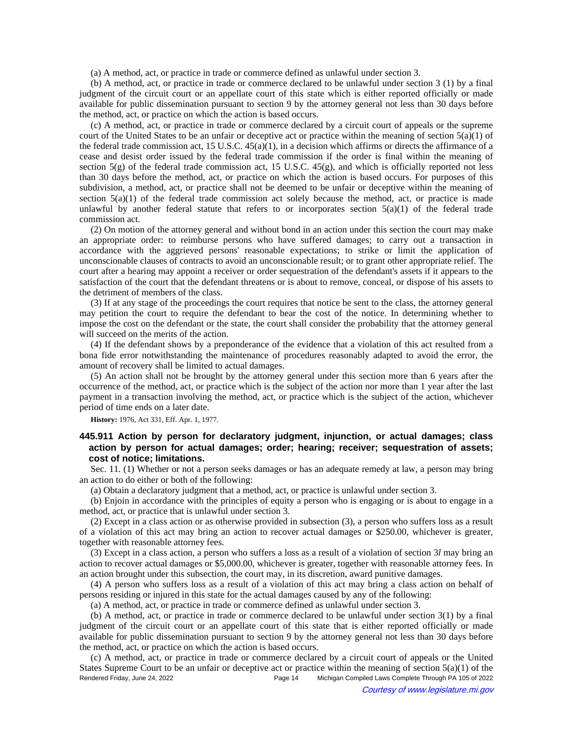(a) A method, act, or practice in trade or commerce defined as unlawful under section 3.

(b) A method, act, or practice in trade or commerce declared to be unlawful under section 3 (1) by a final judgment of the circuit court or an appellate court of this state which is either reported officially or made available for public dissemination pursuant to section 9 by the attorney general not less than 30 days before the method, act, or practice on which the action is based occurs.

(c) A method, act, or practice in trade or commerce declared by a circuit court of appeals or the supreme court of the United States to be an unfair or deceptive act or practice within the meaning of section 5(a)(1) of the federal trade commission act, 15 U.S.C. 45(a)(1), in a decision which affirms or directs the affirmance of a cease and desist order issued by the federal trade commission if the order is final within the meaning of section 5(g) of the federal trade commission act, 15 U.S.C. 45(g), and which is officially reported not less than 30 days before the method, act, or practice on which the action is based occurs. For purposes of this subdivision, a method, act, or practice shall not be deemed to be unfair or deceptive within the meaning of section 5(a)(1) of the federal trade commission act solely because the method, act, or practice is made unlawful by another federal statute that refers to or incorporates section 5(a)(1) of the federal trade commission act.

(2) On motion of the attorney general and without bond in an action under this section the court may make an appropriate order: to reimburse persons who have suffered damages; to carry out a transaction in accordance with the aggrieved persons' reasonable expectations; to strike or limit the application of unconscionable clauses of contracts to avoid an unconscionable result; or to grant other appropriate relief. The court after a hearing may appoint a receiver or order sequestration of the defendant's assets if it appears to the satisfaction of the court that the defendant threatens or is about to remove, conceal, or dispose of his assets to the detriment of members of the class.

(3) If at any stage of the proceedings the court requires that notice be sent to the class, the attorney general may petition the court to require the defendant to bear the cost of the notice. In determining whether to impose the cost on the defendant or the state, the court shall consider the probability that the attorney general will succeed on the merits of the action.

(4) If the defendant shows by a preponderance of the evidence that a violation of this act resulted from a bona fide error notwithstanding the maintenance of procedures reasonably adapted to avoid the error, the amount of recovery shall be limited to actual damages.

(5) An action shall not be brought by the attorney general under this section more than 6 years after the occurrence of the method, act, or practice which is the subject of the action nor more than 1 year after the last payment in a transaction involving the method, act, or practice which is the subject of the action, whichever period of time ends on a later date.

**History:** 1976, Act 331, Eff. Apr. 1, 1977.

### 445.911 Action by person for declaratory judgment, injunction, or actual damages; class action by person for actual damages; order; hearing; receiver; sequestration of assets; cost of notice; limitations.

Sec. 11. (1) Whether or not a person seeks damages or has an adequate remedy at law, a person may bring an action to do either or both of the following:

(a) Obtain a declaratory judgment that a method, act, or practice is unlawful under section 3.

(b) Enjoin in accordance with the principles of equity a person who is engaging or is about to engage in a method, act, or practice that is unlawful under section 3.

(2) Except in a class action or as otherwise provided in subsection (3), a person who suffers loss as a result of a violation of this act may bring an action to recover actual damages or $250.00, whichever is greater, together with reasonable attorney fees.

(3) Except in a class action, a person who suffers a loss as a result of a violation of section 3*l* may bring an action to recover actual damages or $5,000.00, whichever is greater, together with reasonable attorney fees. In an action brought under this subsection, the court may, in its discretion, award punitive damages.

(4) A person who suffers loss as a result of a violation of this act may bring a class action on behalf of persons residing or injured in this state for the actual damages caused by any of the following:

(a) A method, act, or practice in trade or commerce defined as unlawful under section 3.

(b) A method, act, or practice in trade or commerce declared to be unlawful under section 3(1) by a final judgment of the circuit court or an appellate court of this state that is either reported officially or made available for public dissemination pursuant to section 9 by the attorney general not less than 30 days before the method, act, or practice on which the action is based occurs.

(c) A method, act, or practice in trade or commerce declared by a circuit court of appeals or the United States Supreme Court to be an unfair or deceptive act or practice within the meaning of section 5(a)(1) of the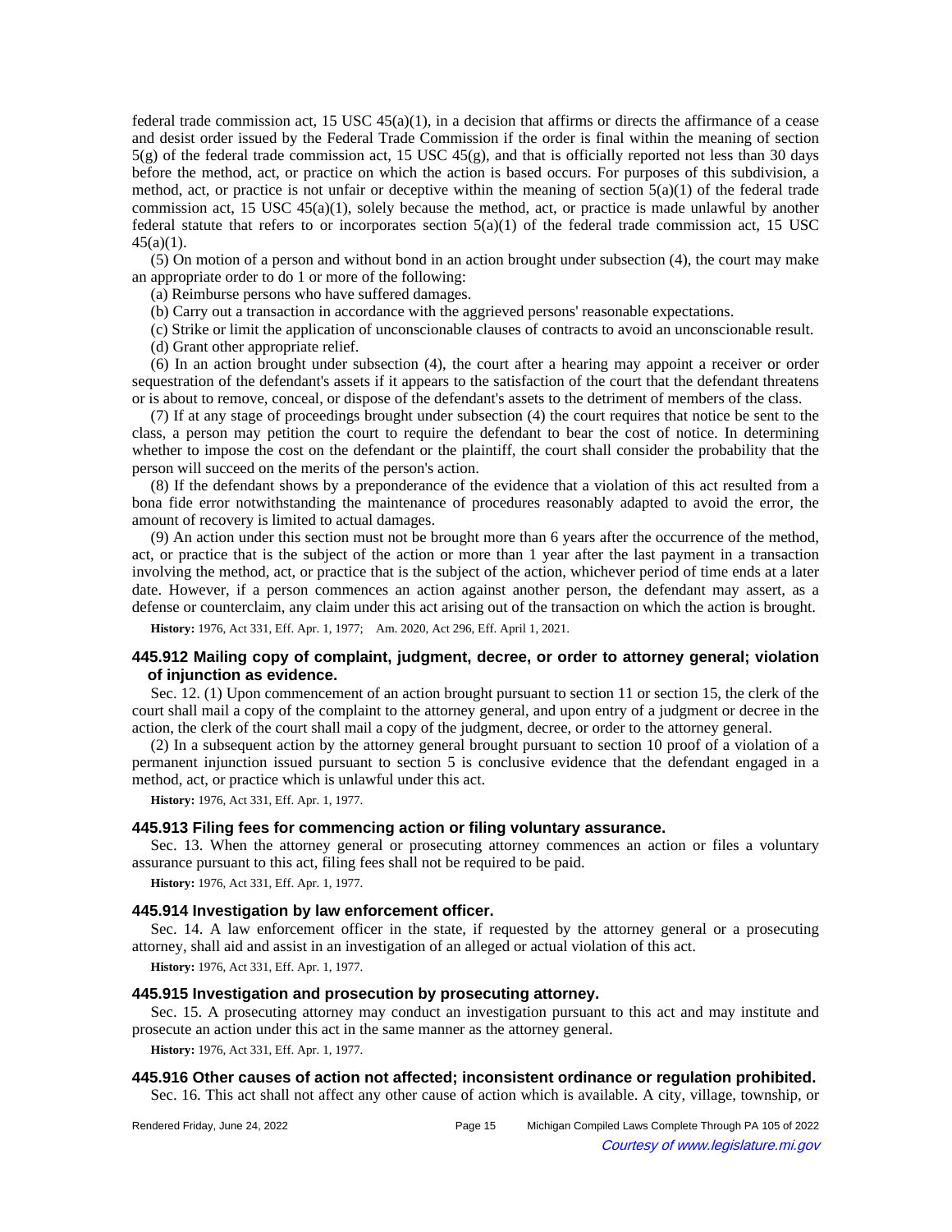federal trade commission act, 15 USC 45(a)(1), in a decision that affirms or directs the affirmance of a cease and desist order issued by the Federal Trade Commission if the order is final within the meaning of section 5(g) of the federal trade commission act, 15 USC 45(g), and that is officially reported not less than 30 days before the method, act, or practice on which the action is based occurs. For purposes of this subdivision, a method, act, or practice is not unfair or deceptive within the meaning of section 5(a)(1) of the federal trade commission act, 15 USC 45(a)(1), solely because the method, act, or practice is made unlawful by another federal statute that refers to or incorporates section 5(a)(1) of the federal trade commission act, 15 USC 45(a)(1).

(5) On motion of a person and without bond in an action brought under subsection (4), the court may make an appropriate order to do 1 or more of the following:

(a) Reimburse persons who have suffered damages.

(b) Carry out a transaction in accordance with the aggrieved persons' reasonable expectations.

(c) Strike or limit the application of unconscionable clauses of contracts to avoid an unconscionable result.

(d) Grant other appropriate relief.

(6) In an action brought under subsection (4), the court after a hearing may appoint a receiver or order sequestration of the defendant's assets if it appears to the satisfaction of the court that the defendant threatens or is about to remove, conceal, or dispose of the defendant's assets to the detriment of members of the class.

(7) If at any stage of proceedings brought under subsection (4) the court requires that notice be sent to the class, a person may petition the court to require the defendant to bear the cost of notice. In determining whether to impose the cost on the defendant or the plaintiff, the court shall consider the probability that the person will succeed on the merits of the person's action.

(8) If the defendant shows by a preponderance of the evidence that a violation of this act resulted from a bona fide error notwithstanding the maintenance of procedures reasonably adapted to avoid the error, the amount of recovery is limited to actual damages.

(9) An action under this section must not be brought more than 6 years after the occurrence of the method, act, or practice that is the subject of the action or more than 1 year after the last payment in a transaction involving the method, act, or practice that is the subject of the action, whichever period of time ends at a later date. However, if a person commences an action against another person, the defendant may assert, as a defense or counterclaim, any claim under this act arising out of the transaction on which the action is brought.

**History:** 1976, Act 331, Eff. Apr. 1, 1977; Am. 2020, Act 296, Eff. April 1, 2021.

### 445.912 Mailing copy of complaint, judgment, decree, or order to attorney general; violation of injunction as evidence.

Sec. 12. (1) Upon commencement of an action brought pursuant to section 11 or section 15, the clerk of the court shall mail a copy of the complaint to the attorney general, and upon entry of a judgment or decree in the action, the clerk of the court shall mail a copy of the judgment, decree, or order to the attorney general.

(2) In a subsequent action by the attorney general brought pursuant to section 10 proof of a violation of a permanent injunction issued pursuant to section 5 is conclusive evidence that the defendant engaged in a method, act, or practice which is unlawful under this act.

**History:** 1976, Act 331, Eff. Apr. 1, 1977.

### 445.913 Filing fees for commencing action or filing voluntary assurance.

Sec. 13. When the attorney general or prosecuting attorney commences an action or files a voluntary assurance pursuant to this act, filing fees shall not be required to be paid.

**History:** 1976, Act 331, Eff. Apr. 1, 1977.

### 445.914 Investigation by law enforcement officer.

Sec. 14. A law enforcement officer in the state, if requested by the attorney general or a prosecuting attorney, shall aid and assist in an investigation of an alleged or actual violation of this act.

**History:** 1976, Act 331, Eff. Apr. 1, 1977.

### 445.915 Investigation and prosecution by prosecuting attorney.

Sec. 15. A prosecuting attorney may conduct an investigation pursuant to this act and may institute and prosecute an action under this act in the same manner as the attorney general.

**History:** 1976, Act 331, Eff. Apr. 1, 1977.

### 445.916 Other causes of action not affected; inconsistent ordinance or regulation prohibited.

Sec. 16. This act shall not affect any other cause of action which is available. A city, village, township, or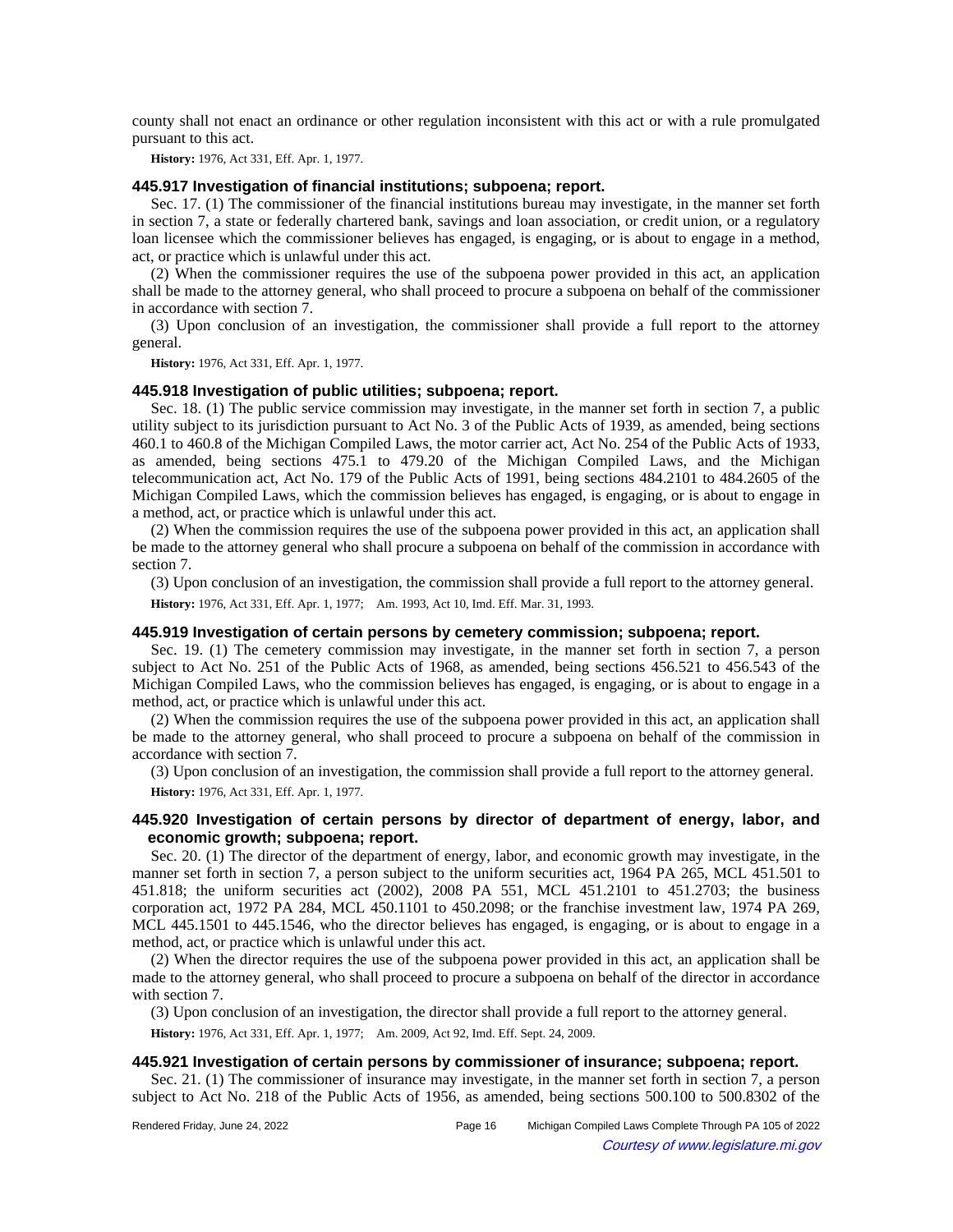county shall not enact an ordinance or other regulation inconsistent with this act or with a rule promulgated pursuant to this act.

**History:** 1976, Act 331, Eff. Apr. 1, 1977.

### 445.917 Investigation of financial institutions; subpoena; report.

Sec. 17. (1) The commissioner of the financial institutions bureau may investigate, in the manner set forth in section 7, a state or federally chartered bank, savings and loan association, or credit union, or a regulatory loan licensee which the commissioner believes has engaged, is engaging, or is about to engage in a method, act, or practice which is unlawful under this act.

(2) When the commissioner requires the use of the subpoena power provided in this act, an application shall be made to the attorney general, who shall proceed to procure a subpoena on behalf of the commissioner in accordance with section 7.

(3) Upon conclusion of an investigation, the commissioner shall provide a full report to the attorney general.

**History:** 1976, Act 331, Eff. Apr. 1, 1977.

### 445.918 Investigation of public utilities; subpoena; report.

Sec. 18. (1) The public service commission may investigate, in the manner set forth in section 7, a public utility subject to its jurisdiction pursuant to Act No. 3 of the Public Acts of 1939, as amended, being sections 460.1 to 460.8 of the Michigan Compiled Laws, the motor carrier act, Act No. 254 of the Public Acts of 1933, as amended, being sections 475.1 to 479.20 of the Michigan Compiled Laws, and the Michigan telecommunication act, Act No. 179 of the Public Acts of 1991, being sections 484.2101 to 484.2605 of the Michigan Compiled Laws, which the commission believes has engaged, is engaging, or is about to engage in a method, act, or practice which is unlawful under this act.

(2) When the commission requires the use of the subpoena power provided in this act, an application shall be made to the attorney general who shall procure a subpoena on behalf of the commission in accordance with section 7.

(3) Upon conclusion of an investigation, the commission shall provide a full report to the attorney general.

**History:** 1976, Act 331, Eff. Apr. 1, 1977; Am. 1993, Act 10, Imd. Eff. Mar. 31, 1993.

### 445.919 Investigation of certain persons by cemetery commission; subpoena; report.

Sec. 19. (1) The cemetery commission may investigate, in the manner set forth in section 7, a person subject to Act No. 251 of the Public Acts of 1968, as amended, being sections 456.521 to 456.543 of the Michigan Compiled Laws, who the commission believes has engaged, is engaging, or is about to engage in a method, act, or practice which is unlawful under this act.

(2) When the commission requires the use of the subpoena power provided in this act, an application shall be made to the attorney general, who shall proceed to procure a subpoena on behalf of the commission in accordance with section 7.

(3) Upon conclusion of an investigation, the commission shall provide a full report to the attorney general.

**History:** 1976, Act 331, Eff. Apr. 1, 1977.

### 445.920 Investigation of certain persons by director of department of energy, labor, and economic growth; subpoena; report.

Sec. 20. (1) The director of the department of energy, labor, and economic growth may investigate, in the manner set forth in section 7, a person subject to the uniform securities act, 1964 PA 265, MCL 451.501 to 451.818; the uniform securities act (2002), 2008 PA 551, MCL 451.2101 to 451.2703; the business corporation act, 1972 PA 284, MCL 450.1101 to 450.2098; or the franchise investment law, 1974 PA 269, MCL 445.1501 to 445.1546, who the director believes has engaged, is engaging, or is about to engage in a method, act, or practice which is unlawful under this act.

(2) When the director requires the use of the subpoena power provided in this act, an application shall be made to the attorney general, who shall proceed to procure a subpoena on behalf of the director in accordance with section 7.

(3) Upon conclusion of an investigation, the director shall provide a full report to the attorney general.

**History:** 1976, Act 331, Eff. Apr. 1, 1977; Am. 2009, Act 92, Imd. Eff. Sept. 24, 2009.

### 445.921 Investigation of certain persons by commissioner of insurance; subpoena; report.

Sec. 21. (1) The commissioner of insurance may investigate, in the manner set forth in section 7, a person subject to Act No. 218 of the Public Acts of 1956, as amended, being sections 500.100 to 500.8302 of the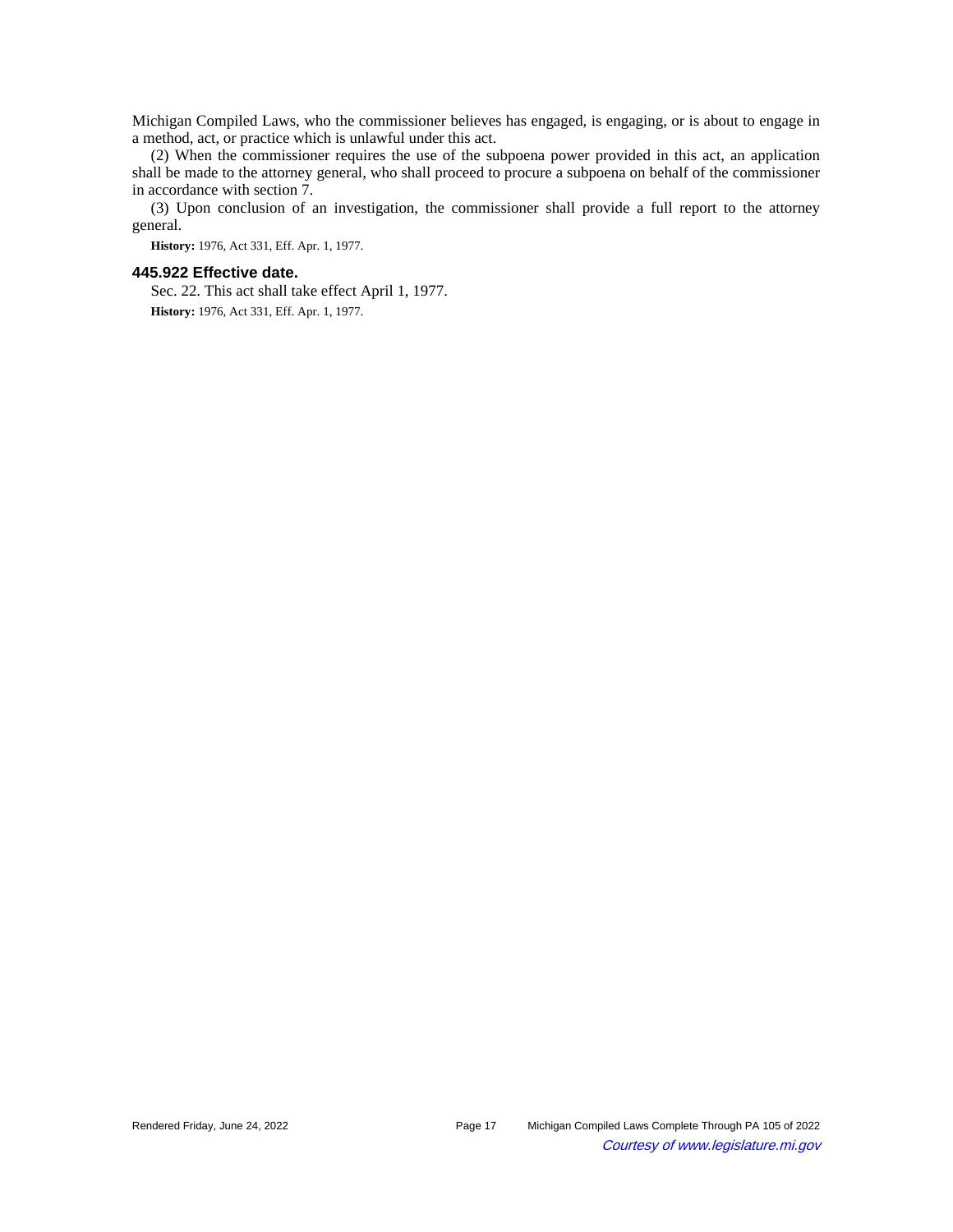Michigan Compiled Laws, who the commissioner believes has engaged, is engaging, or is about to engage in a method, act, or practice which is unlawful under this act.

(2) When the commissioner requires the use of the subpoena power provided in this act, an application shall be made to the attorney general, who shall proceed to procure a subpoena on behalf of the commissioner in accordance with section 7.

(3) Upon conclusion of an investigation, the commissioner shall provide a full report to the attorney general.

**History:** 1976, Act 331, Eff. Apr. 1, 1977.

### 445.922 Effective date.

Sec. 22. This act shall take effect April 1, 1977.

**History:** 1976, Act 331, Eff. Apr. 1, 1977.